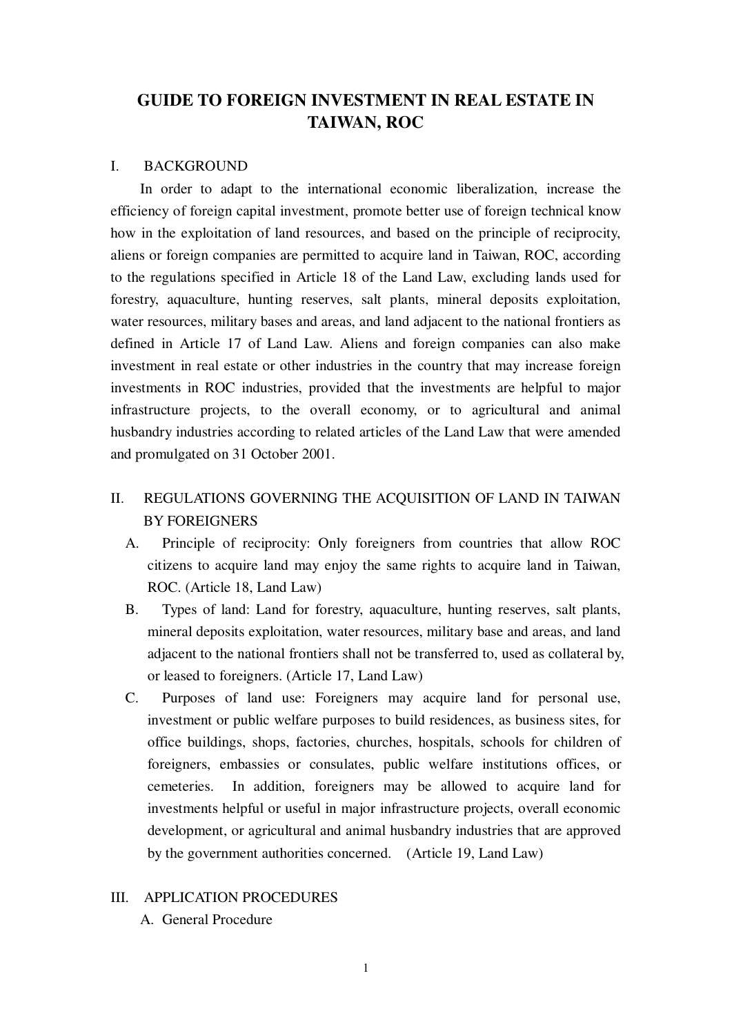# GUIDE TO FOREIGN INVESTMENT IN REAL ESTATE IN TAIWAN, ROC

## I. BACKGROUND

In order to adapt to the international economic liberalization, increase the efficiency of foreign capital investment, promote better use of foreign technical know how in the exploitation of land resources, and based on the principle of reciprocity, aliens or foreign companies are permitted to acquire land in Taiwan, ROC, according to the regulations specified in Article 18 of the Land Law, excluding lands used for forestry, aquaculture, hunting reserves, salt plants, mineral deposits exploitation, water resources, military bases and areas, and land adjacent to the national frontiers as defined in Article 17 of Land Law. Aliens and foreign companies can also make investment in real estate or other industries in the country that may increase foreign investments in ROC industries, provided that the investments are helpful to major infrastructure projects, to the overall economy, or to agricultural and animal husbandry industries according to related articles of the Land Law that were amended and promulgated on 31 October 2001.

## II. REGULATIONS GOVERNING THE ACQUISITION OF LAND IN TAIWAN BY FOREIGNERS

A. Principle of reciprocity: Only foreigners from countries that allow ROC citizens to acquire land may enjoy the same rights to acquire land in Taiwan, ROC. (Article 18, Land Law)

B. Types of land: Land for forestry, aquaculture, hunting reserves, salt plants, mineral deposits exploitation, water resources, military base and areas, and land adjacent to the national frontiers shall not be transferred to, used as collateral by, or leased to foreigners. (Article 17, Land Law)

C. Purposes of land use: Foreigners may acquire land for personal use, investment or public welfare purposes to build residences, as business sites, for office buildings, shops, factories, churches, hospitals, schools for children of foreigners, embassies or consulates, public welfare institutions offices, or cemeteries. In addition, foreigners may be allowed to acquire land for investments helpful or useful in major infrastructure projects, overall economic development, or agricultural and animal husbandry industries that are approved by the government authorities concerned. (Article 19, Land Law)

## III. APPLICATION PROCEDURES

A. General Procedure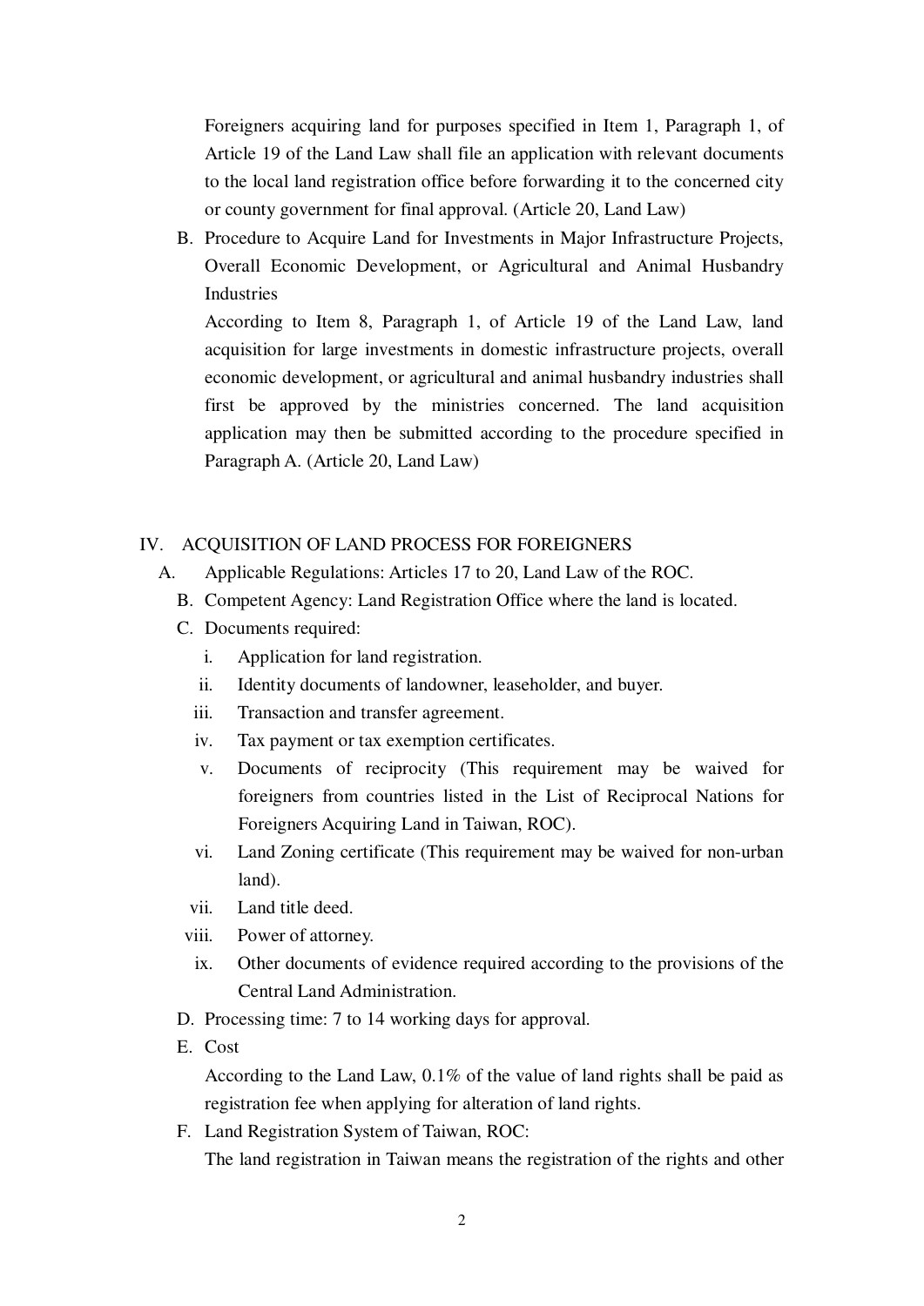Foreigners acquiring land for purposes specified in Item 1, Paragraph 1, of Article 19 of the Land Law shall file an application with relevant documents to the local land registration office before forwarding it to the concerned city or county government for final approval. (Article 20, Land Law)

B. Procedure to Acquire Land for Investments in Major Infrastructure Projects, Overall Economic Development, or Agricultural and Animal Husbandry Industries

According to Item 8, Paragraph 1, of Article 19 of the Land Law, land acquisition for large investments in domestic infrastructure projects, overall economic development, or agricultural and animal husbandry industries shall first be approved by the ministries concerned. The land acquisition application may then be submitted according to the procedure specified in Paragraph A. (Article 20, Land Law)

## IV. ACQUISITION OF LAND PROCESS FOR FOREIGNERS

A. Applicable Regulations: Articles 17 to 20, Land Law of the ROC.

B. Competent Agency: Land Registration Office where the land is located.

C. Documents required:

i. Application for land registration.
ii. Identity documents of landowner, leaseholder, and buyer.
iii. Transaction and transfer agreement.
iv. Tax payment or tax exemption certificates.
v. Documents of reciprocity (This requirement may be waived for foreigners from countries listed in the List of Reciprocal Nations for Foreigners Acquiring Land in Taiwan, ROC).
vi. Land Zoning certificate (This requirement may be waived for non-urban land).
vii. Land title deed.
viii. Power of attorney.
ix. Other documents of evidence required according to the provisions of the Central Land Administration.

D. Processing time: 7 to 14 working days for approval.

E. Cost

According to the Land Law, 0.1% of the value of land rights shall be paid as registration fee when applying for alteration of land rights.

F. Land Registration System of Taiwan, ROC:

The land registration in Taiwan means the registration of the rights and other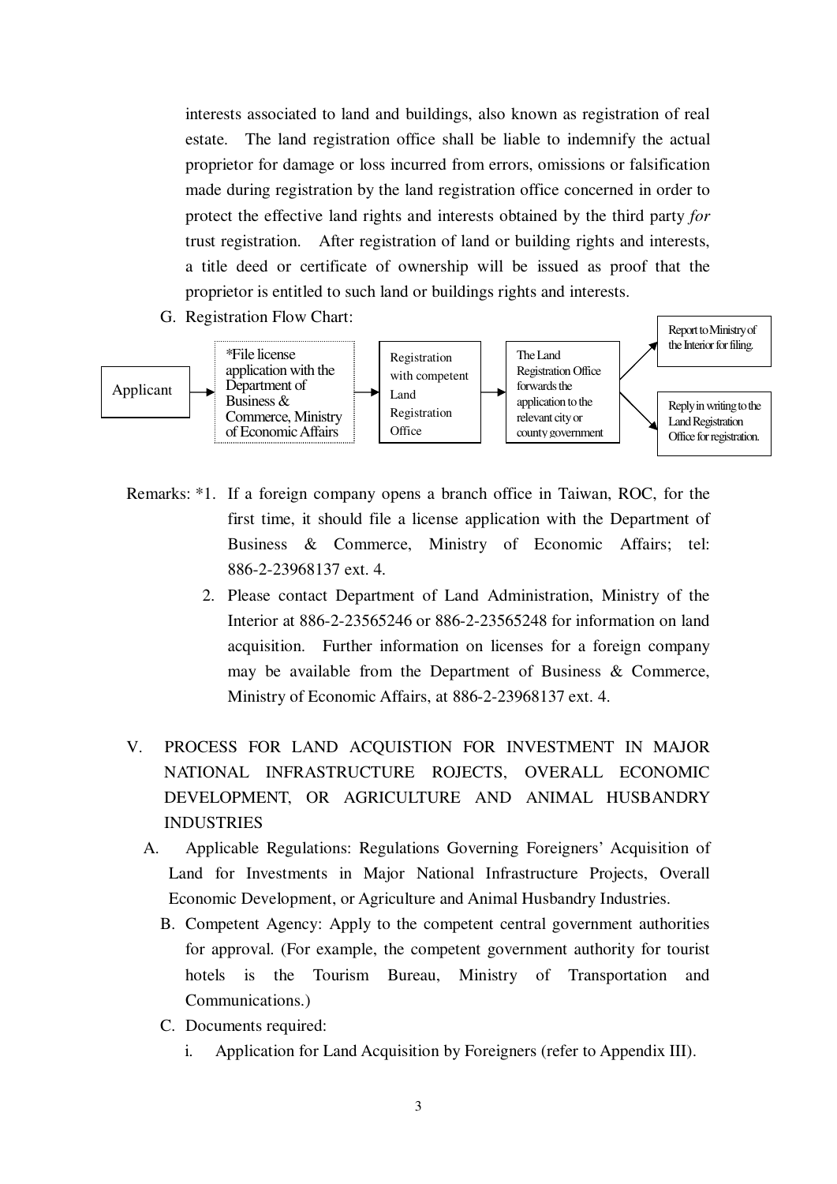interests associated to land and buildings, also known as registration of real estate. The land registration office shall be liable to indemnify the actual proprietor for damage or loss incurred from errors, omissions or falsification made during registration by the land registration office concerned in order to protect the effective land rights and interests obtained by the third party *for* trust registration. After registration of land or building rights and interests, a title deed or certificate of ownership will be issued as proof that the proprietor is entitled to such land or buildings rights and interests.

G. Registration Flow Chart:

Applicant → *File license application with the Department of Business & Commerce, Ministry of Economic Affairs → Registration with competent Land Registration Office → The Land Registration Office forwards the application to the relevant city or county government → Report to Ministry of the Interior for filing. / Reply in writing to the Land Registration Office for registration.

Remarks: *1. If a foreign company opens a branch office in Taiwan, ROC, for the first time, it should file a license application with the Department of Business & Commerce, Ministry of Economic Affairs; tel: 886-2-23968137 ext. 4.

2. Please contact Department of Land Administration, Ministry of the Interior at 886-2-23565246 or 886-2-23565248 for information on land acquisition. Further information on licenses for a foreign company may be available from the Department of Business & Commerce, Ministry of Economic Affairs, at 886-2-23968137 ext. 4.

## V. PROCESS FOR LAND ACQUISTION FOR INVESTMENT IN MAJOR NATIONAL INFRASTRUCTURE ROJECTS, OVERALL ECONOMIC DEVELOPMENT, OR AGRICULTURE AND ANIMAL HUSBANDRY INDUSTRIES

A. Applicable Regulations: Regulations Governing Foreigners' Acquisition of Land for Investments in Major National Infrastructure Projects, Overall Economic Development, or Agriculture and Animal Husbandry Industries.

B. Competent Agency: Apply to the competent central government authorities for approval. (For example, the competent government authority for tourist hotels is the Tourism Bureau, Ministry of Transportation and Communications.)

C. Documents required:

i. Application for Land Acquisition by Foreigners (refer to Appendix III).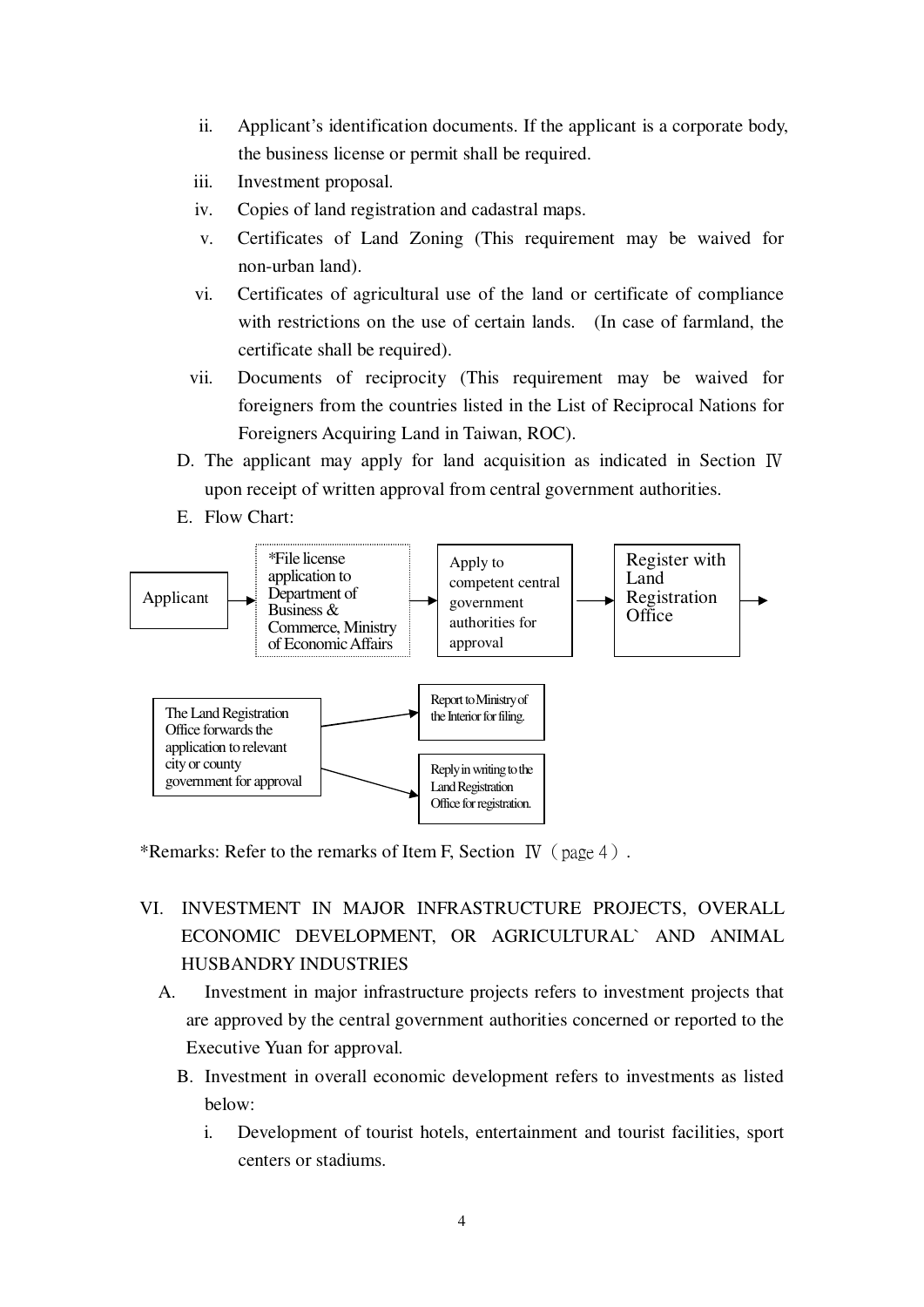ii. Applicant's identification documents. If the applicant is a corporate body, the business license or permit shall be required.

iii. Investment proposal.

iv. Copies of land registration and cadastral maps.

v. Certificates of Land Zoning (This requirement may be waived for non-urban land).

vi. Certificates of agricultural use of the land or certificate of compliance with restrictions on the use of certain lands. (In case of farmland, the certificate shall be required).

vii. Documents of reciprocity (This requirement may be waived for foreigners from the countries listed in the List of Reciprocal Nations for Foreigners Acquiring Land in Taiwan, ROC).

D. The applicant may apply for land acquisition as indicated in Section Ⅳ upon receipt of written approval from central government authorities.

E. Flow Chart:

Applicant → *File license application to Department of Business & Commerce, Ministry of Economic Affairs → Apply to competent central government authorities for approval → Register with Land Registration Office →

The Land Registration Office forwards the application to relevant city or county government for approval → Report to Ministry of the Interior for filing.
The Land Registration Office forwards the application to relevant city or county government for approval → Reply in writing to the Land Registration Office for registration.

*Remarks: Refer to the remarks of Item F, Section Ⅳ (page 4).

VI. INVESTMENT IN MAJOR INFRASTRUCTURE PROJECTS, OVERALL ECONOMIC DEVELOPMENT, OR AGRICULTURAL` AND ANIMAL HUSBANDRY INDUSTRIES

A. Investment in major infrastructure projects refers to investment projects that are approved by the central government authorities concerned or reported to the Executive Yuan for approval.

B. Investment in overall economic development refers to investments as listed below:

i. Development of tourist hotels, entertainment and tourist facilities, sport centers or stadiums.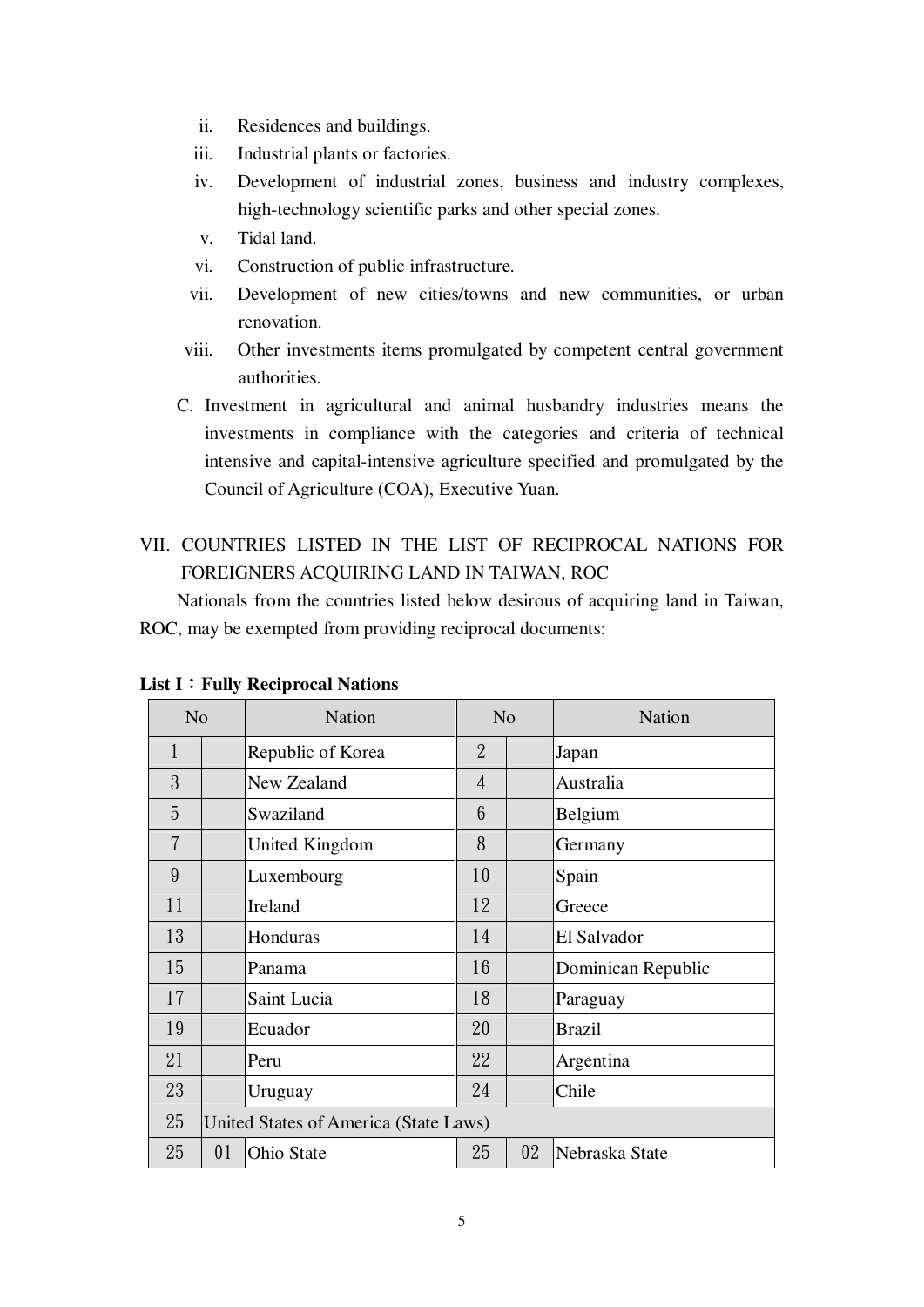ii. Residences and buildings.

iii. Industrial plants or factories.

iv. Development of industrial zones, business and industry complexes, high-technology scientific parks and other special zones.

v. Tidal land.

vi. Construction of public infrastructure.

vii. Development of new cities/towns and new communities, or urban renovation.

viii. Other investments items promulgated by competent central government authorities.

C. Investment in agricultural and animal husbandry industries means the investments in compliance with the categories and criteria of technical intensive and capital-intensive agriculture specified and promulgated by the Council of Agriculture (COA), Executive Yuan.

## VII. COUNTRIES LISTED IN THE LIST OF RECIPROCAL NATIONS FOR FOREIGNERS ACQUIRING LAND IN TAIWAN, ROC

Nationals from the countries listed below desirous of acquiring land in Taiwan, ROC, may be exempted from providing reciprocal documents:

**List I：Fully Reciprocal Nations**

| No | | Nation | No | | Nation |
|---|---|---|---|---|---|
| 1 | | Republic of Korea | 2 | | Japan |
| 3 | | New Zealand | 4 | | Australia |
| 5 | | Swaziland | 6 | | Belgium |
| 7 | | United Kingdom | 8 | | Germany |
| 9 | | Luxembourg | 10 | | Spain |
| 11 | | Ireland | 12 | | Greece |
| 13 | | Honduras | 14 | | El Salvador |
| 15 | | Panama | 16 | | Dominican Republic |
| 17 | | Saint Lucia | 18 | | Paraguay |
| 19 | | Ecuador | 20 | | Brazil |
| 21 | | Peru | 22 | | Argentina |
| 23 | | Uruguay | 24 | | Chile |
| 25 | United States of America (State Laws) | | | | |
| 25 | 01 | Ohio State | 25 | 02 | Nebraska State |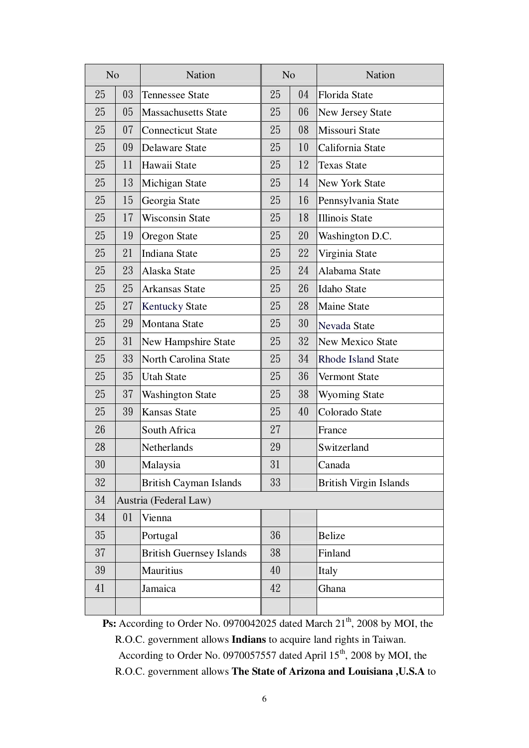| No | | Nation | No | | Nation |
|---|---|---|---|---|---|
| 25 | 03 | Tennessee State | 25 | 04 | Florida State |
| 25 | 05 | Massachusetts State | 25 | 06 | New Jersey State |
| 25 | 07 | Connecticut State | 25 | 08 | Missouri State |
| 25 | 09 | Delaware State | 25 | 10 | California State |
| 25 | 11 | Hawaii State | 25 | 12 | Texas State |
| 25 | 13 | Michigan State | 25 | 14 | New York State |
| 25 | 15 | Georgia State | 25 | 16 | Pennsylvania State |
| 25 | 17 | Wisconsin State | 25 | 18 | Illinois State |
| 25 | 19 | Oregon State | 25 | 20 | Washington D.C. |
| 25 | 21 | Indiana State | 25 | 22 | Virginia State |
| 25 | 23 | Alaska State | 25 | 24 | Alabama State |
| 25 | 25 | Arkansas State | 25 | 26 | Idaho State |
| 25 | 27 | Kentucky State | 25 | 28 | Maine State |
| 25 | 29 | Montana State | 25 | 30 | Nevada State |
| 25 | 31 | New Hampshire State | 25 | 32 | New Mexico State |
| 25 | 33 | North Carolina State | 25 | 34 | Rhode Island State |
| 25 | 35 | Utah State | 25 | 36 | Vermont State |
| 25 | 37 | Washington State | 25 | 38 | Wyoming State |
| 25 | 39 | Kansas State | 25 | 40 | Colorado State |
| 26 | | South Africa | 27 | | France |
| 28 | | Netherlands | 29 | | Switzerland |
| 30 | | Malaysia | 31 | | Canada |
| 32 | | British Cayman Islands | 33 | | British Virgin Islands |
| 34 | Austria (Federal Law) | | | | |
| 34 | 01 | Vienna | | | |
| 35 | | Portugal | 36 | | Belize |
| 37 | | British Guernsey Islands | 38 | | Finland |
| 39 | | Mauritius | 40 | | Italy |
| 41 | | Jamaica | 42 | | Ghana |
| | | | | | |

**Ps:** According to Order No. 0970042025 dated March 21th, 2008 by MOI, the R.O.C. government allows **Indians** to acquire land rights in Taiwan.

According to Order No. 0970057557 dated April 15th, 2008 by MOI, the R.O.C. government allows **The State of Arizona and Louisiana ,U.S.A** to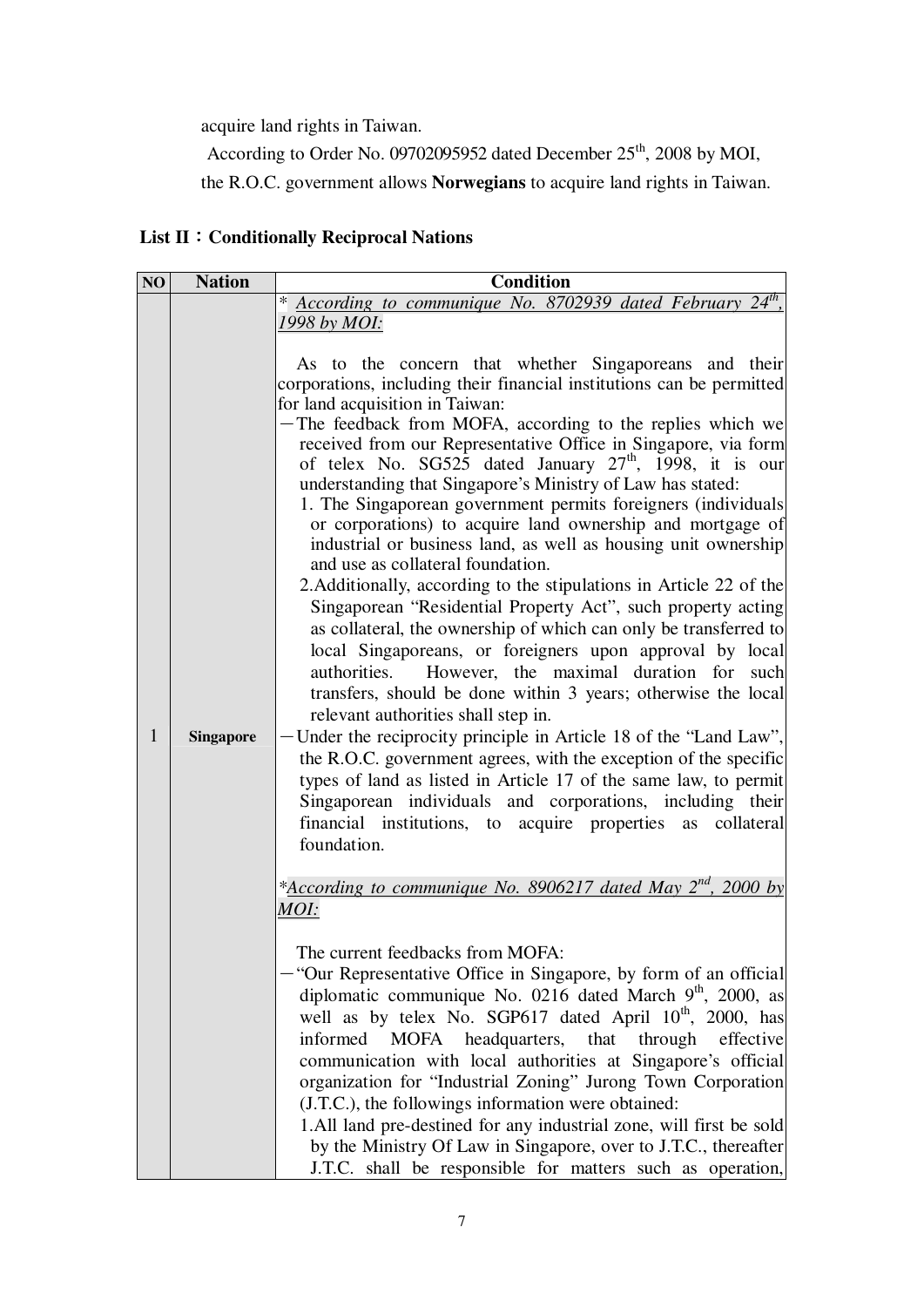acquire land rights in Taiwan.

According to Order No. 09702095952 dated December 25th, 2008 by MOI, the R.O.C. government allows **Norwegians** to acquire land rights in Taiwan.

**List II：Conditionally Reciprocal Nations**

| NO | Nation | Condition |
|---|---|---|
| 1 | **Singapore** | * *According to communique No. 8702939 dated February 24th, 1998 by MOI:*<br><br>As to the concern that whether Singaporeans and their corporations, including their financial institutions can be permitted for land acquisition in Taiwan:<br>－The feedback from MOFA, according to the replies which we received from our Representative Office in Singapore, via form of telex No. SG525 dated January 27th, 1998, it is our understanding that Singapore's Ministry of Law has stated:<br>1. The Singaporean government permits foreigners (individuals or corporations) to acquire land ownership and mortgage of industrial or business land, as well as housing unit ownership and use as collateral foundation.<br>2.Additionally, according to the stipulations in Article 22 of the Singaporean "Residential Property Act", such property acting as collateral, the ownership of which can only be transferred to local Singaporeans, or foreigners upon approval by local authorities. However, the maximal duration for such transfers, should be done within 3 years; otherwise the local relevant authorities shall step in.<br>－Under the reciprocity principle in Article 18 of the "Land Law", the R.O.C. government agrees, with the exception of the specific types of land as listed in Article 17 of the same law, to permit Singaporean individuals and corporations, including their financial institutions, to acquire properties as collateral foundation.<br><br>**According to communique No. 8906217 dated May 2nd, 2000 by MOI:*<br><br>The current feedbacks from MOFA:<br>－"Our Representative Office in Singapore, by form of an official diplomatic communique No. 0216 dated March 9th, 2000, as well as by telex No. SGP617 dated April 10th, 2000, has informed MOFA headquarters, that through effective communication with local authorities at Singapore's official organization for "Industrial Zoning" Jurong Town Corporation (J.T.C.), the followings information were obtained:<br>1.All land pre-destined for any industrial zone, will first be sold by the Ministry Of Law in Singapore, over to J.T.C., thereafter J.T.C. shall be responsible for matters such as operation, |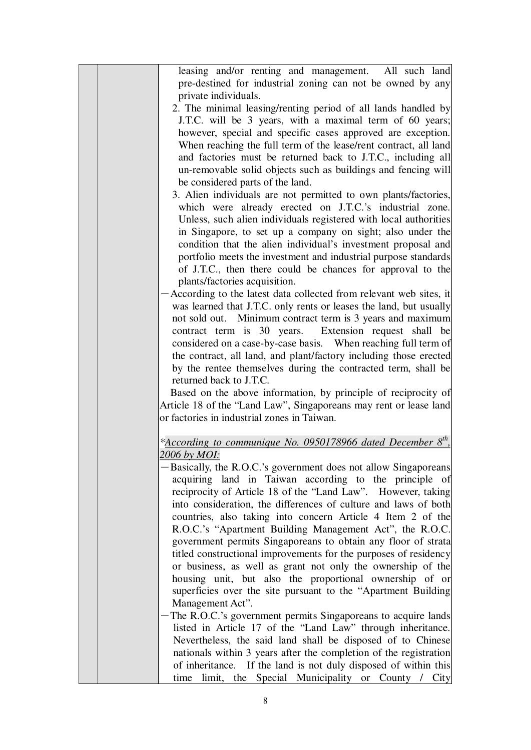leasing and/or renting and management. All such land pre-destined for industrial zoning can not be owned by any private individuals.

2. The minimal leasing/renting period of all lands handled by J.T.C. will be 3 years, with a maximal term of 60 years; however, special and specific cases approved are exception. When reaching the full term of the lease/rent contract, all land and factories must be returned back to J.T.C., including all un-removable solid objects such as buildings and fencing will be considered parts of the land.
3. Alien individuals are not permitted to own plants/factories, which were already erected on J.T.C.'s industrial zone. Unless, such alien individuals registered with local authorities in Singapore, to set up a company on sight; also under the condition that the alien individual's investment proposal and portfolio meets the investment and industrial purpose standards of J.T.C., then there could be chances for approval to the plants/factories acquisition.

－According to the latest data collected from relevant web sites, it was learned that J.T.C. only rents or leases the land, but usually not sold out. Minimum contract term is 3 years and maximum contract term is 30 years. Extension request shall be considered on a case-by-case basis. When reaching full term of the contract, all land, and plant/factory including those erected by the rentee themselves during the contracted term, shall be returned back to J.T.C.

Based on the above information, by principle of reciprocity of Article 18 of the "Land Law", Singaporeans may rent or lease land or factories in industrial zones in Taiwan.

*<u>According to communique No. 0950178966 dated December 8th, 2006 by MOI:</u>*

－Basically, the R.O.C.'s government does not allow Singaporeans acquiring land in Taiwan according to the principle of reciprocity of Article 18 of the "Land Law". However, taking into consideration, the differences of culture and laws of both countries, also taking into concern Article 4 Item 2 of the R.O.C.'s "Apartment Building Management Act", the R.O.C. government permits Singaporeans to obtain any floor of strata titled constructional improvements for the purposes of residency or business, as well as grant not only the ownership of the housing unit, but also the proportional ownership of or superficies over the site pursuant to the "Apartment Building Management Act".

－The R.O.C.'s government permits Singaporeans to acquire lands listed in Article 17 of the "Land Law" through inheritance. Nevertheless, the said land shall be disposed of to Chinese nationals within 3 years after the completion of the registration of inheritance. If the land is not duly disposed of within this time limit, the Special Municipality or County / City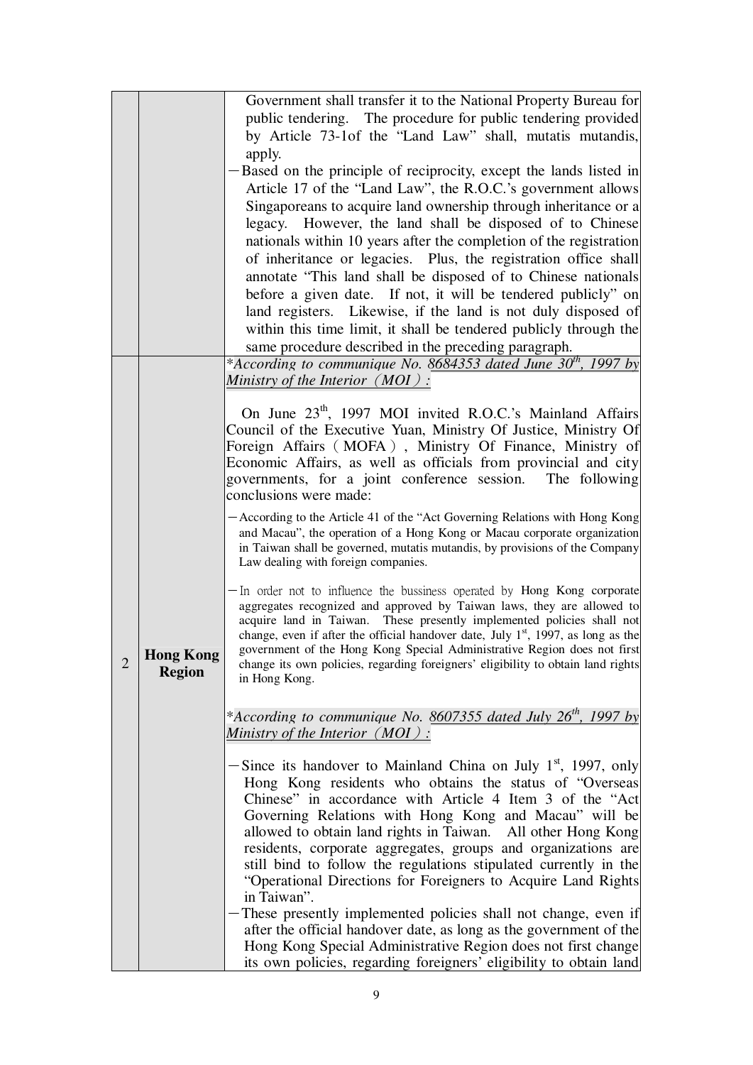| | | |
|---|---|---|
| | | Government shall transfer it to the National Property Bureau for public tendering. The procedure for public tendering provided by Article 73-1of the "Land Law" shall, mutatis mutandis, apply.<br>－Based on the principle of reciprocity, except the lands listed in Article 17 of the "Land Law", the R.O.C.'s government allows Singaporeans to acquire land ownership through inheritance or a legacy. However, the land shall be disposed of to Chinese nationals within 10 years after the completion of the registration of inheritance or legacies. Plus, the registration office shall annotate "This land shall be disposed of to Chinese nationals before a given date. If not, it will be tendered publicly" on land registers. Likewise, if the land is not duly disposed of within this time limit, it shall be tendered publicly through the same procedure described in the preceding paragraph. |
| 2 | **Hong Kong Region** | **\****According to communique No. 8684353 dated June 30th, 1997 by Ministry of the Interior（MOI）:*<br><br>On June 23th, 1997 MOI invited R.O.C.'s Mainland Affairs Council of the Executive Yuan, Ministry Of Justice, Ministry Of Foreign Affairs（MOFA）, Ministry Of Finance, Ministry of Economic Affairs, as well as officials from provincial and city governments, for a joint conference session. The following conclusions were made:<br>－According to the Article 41 of the "Act Governing Relations with Hong Kong and Macau", the operation of a Hong Kong or Macau corporate organization in Taiwan shall be governed, mutatis mutandis, by provisions of the Company Law dealing with foreign companies.<br>－In order not to influence the bussiness operated by Hong Kong corporate aggregates recognized and approved by Taiwan laws, they are allowed to acquire land in Taiwan. These presently implemented policies shall not change, even if after the official handover date, July 1st, 1997, as long as the government of the Hong Kong Special Administrative Region does not first change its own policies, regarding foreigners' eligibility to obtain land rights in Hong Kong.<br><br>\**According to communique No. 8607355 dated July 26th, 1997 by Ministry of the Interior（MOI）:*<br><br>－Since its handover to Mainland China on July 1st, 1997, only Hong Kong residents who obtains the status of "Overseas Chinese" in accordance with Article 4 Item 3 of the "Act Governing Relations with Hong Kong and Macau" will be allowed to obtain land rights in Taiwan. All other Hong Kong residents, corporate aggregates, groups and organizations are still bind to follow the regulations stipulated currently in the "Operational Directions for Foreigners to Acquire Land Rights in Taiwan".<br>－These presently implemented policies shall not change, even if after the official handover date, as long as the government of the Hong Kong Special Administrative Region does not first change its own policies, regarding foreigners' eligibility to obtain land |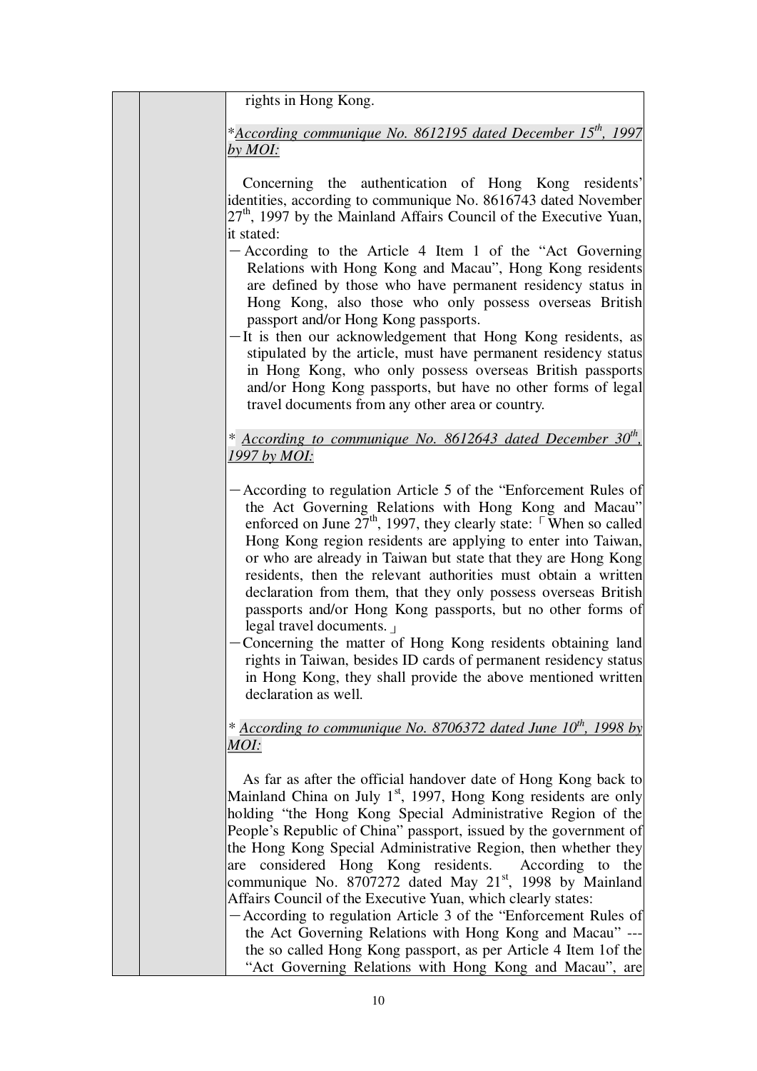rights in Hong Kong.

**_*According communique No. 8612195 dated December 15th, 1997 by MOI:_**

Concerning the authentication of Hong Kong residents' identities, according to communique No. 8616743 dated November 27th, 1997 by the Mainland Affairs Council of the Executive Yuan, it stated:

－According to the Article 4 Item 1 of the "Act Governing Relations with Hong Kong and Macau", Hong Kong residents are defined by those who have permanent residency status in Hong Kong, also those who only possess overseas British passport and/or Hong Kong passports.

－It is then our acknowledgement that Hong Kong residents, as stipulated by the article, must have permanent residency status in Hong Kong, who only possess overseas British passports and/or Hong Kong passports, but have no other forms of legal travel documents from any other area or country.

**_* According to communique No. 8612643 dated December 30th, 1997 by MOI:_**

－According to regulation Article 5 of the "Enforcement Rules of the Act Governing Relations with Hong Kong and Macau" enforced on June 27th, 1997, they clearly state: 「When so called Hong Kong region residents are applying to enter into Taiwan, or who are already in Taiwan but state that they are Hong Kong residents, then the relevant authorities must obtain a written declaration from them, that they only possess overseas British passports and/or Hong Kong passports, but no other forms of legal travel documents.」

－Concerning the matter of Hong Kong residents obtaining land rights in Taiwan, besides ID cards of permanent residency status in Hong Kong, they shall provide the above mentioned written declaration as well.

**_* According to communique No. 8706372 dated June 10th, 1998 by MOI:_**

As far as after the official handover date of Hong Kong back to Mainland China on July 1st, 1997, Hong Kong residents are only holding "the Hong Kong Special Administrative Region of the People's Republic of China" passport, issued by the government of the Hong Kong Special Administrative Region, then whether they are considered Hong Kong residents. According to the communique No. 8707272 dated May 21st, 1998 by Mainland Affairs Council of the Executive Yuan, which clearly states:

－According to regulation Article 3 of the "Enforcement Rules of the Act Governing Relations with Hong Kong and Macau" --- the so called Hong Kong passport, as per Article 4 Item 1of the "Act Governing Relations with Hong Kong and Macau", are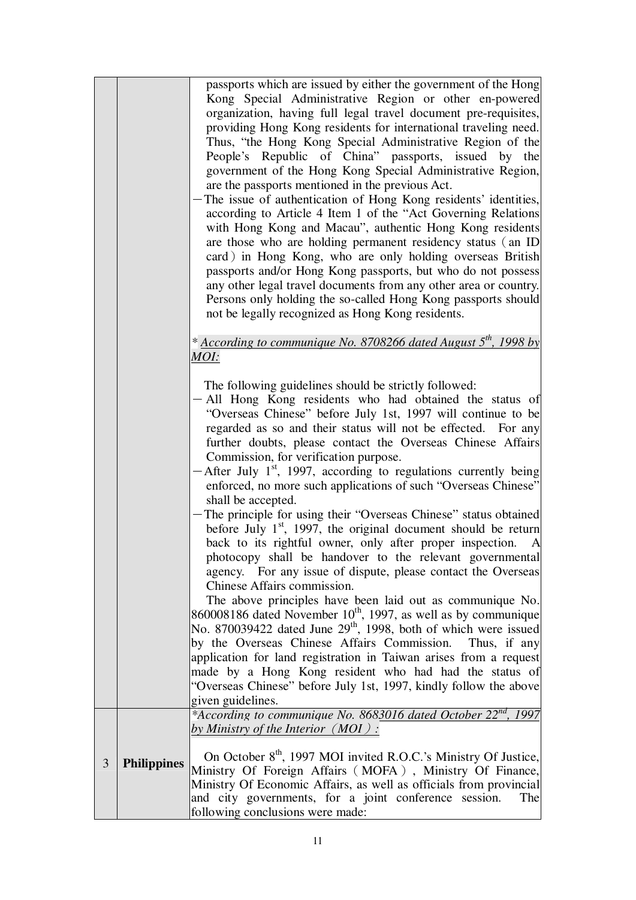| | | |
|---|---|---|
| | | passports which are issued by either the government of the Hong Kong Special Administrative Region or other en-powered organization, having full legal travel document pre-requisites, providing Hong Kong residents for international traveling need. Thus, "the Hong Kong Special Administrative Region of the People's Republic of China" passports, issued by the government of the Hong Kong Special Administrative Region, are the passports mentioned in the previous Act.<br>－The issue of authentication of Hong Kong residents' identities, according to Article 4 Item 1 of the "Act Governing Relations with Hong Kong and Macau", authentic Hong Kong residents are those who are holding permanent residency status（an ID card）in Hong Kong, who are only holding overseas British passports and/or Hong Kong passports, but who do not possess any other legal travel documents from any other area or country. Persons only holding the so-called Hong Kong passports should not be legally recognized as Hong Kong residents.<br><br>* *According to communique No. 8708266 dated August 5th, 1998 by MOI:*<br><br>The following guidelines should be strictly followed:<br>－All Hong Kong residents who had obtained the status of "Overseas Chinese" before July 1st, 1997 will continue to be regarded as so and their status will not be effected. For any further doubts, please contact the Overseas Chinese Affairs Commission, for verification purpose.<br>－After July 1st, 1997, according to regulations currently being enforced, no more such applications of such "Overseas Chinese" shall be accepted.<br>－The principle for using their "Overseas Chinese" status obtained before July 1st, 1997, the original document should be return back to its rightful owner, only after proper inspection. A photocopy shall be handover to the relevant governmental agency. For any issue of dispute, please contact the Overseas Chinese Affairs commission.<br>The above principles have been laid out as communique No. 860008186 dated November 10th, 1997, as well as by communique No. 870039422 dated June 29th, 1998, both of which were issued by the Overseas Chinese Affairs Commission. Thus, if any application for land registration in Taiwan arises from a request made by a Hong Kong resident who had had the status of "Overseas Chinese" before July 1st, 1997, kindly follow the above given guidelines. |
| 3 | **Philippines** | *\*According to communique No. 8683016 dated October 22nd, 1997 by Ministry of the Interior（MOI）:*<br><br>On October 8th, 1997 MOI invited R.O.C.'s Ministry Of Justice, Ministry Of Foreign Affairs（MOFA）, Ministry Of Finance, Ministry Of Economic Affairs, as well as officials from provincial and city governments, for a joint conference session. The following conclusions were made: |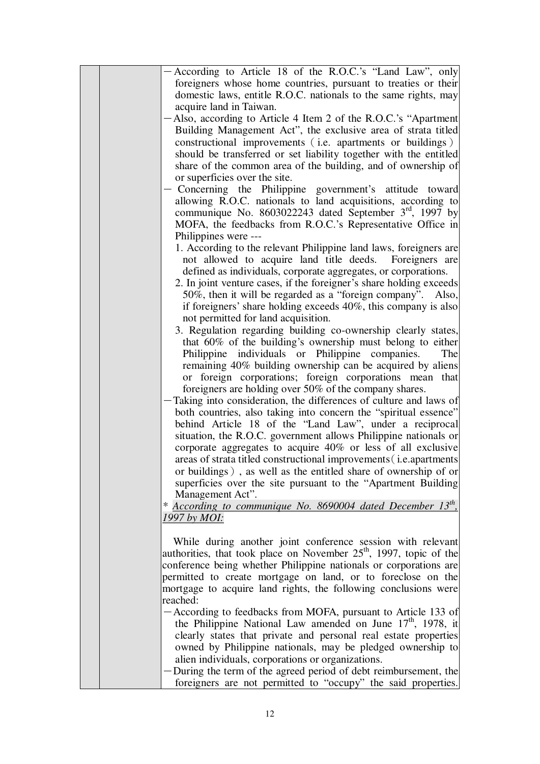| | | －According to Article 18 of the R.O.C.'s "Land Law", only foreigners whose home countries, pursuant to treaties or their domestic laws, entitle R.O.C. nationals to the same rights, may acquire land in Taiwan.<br>－Also, according to Article 4 Item 2 of the R.O.C.'s "Apartment Building Management Act", the exclusive area of strata titled constructional improvements（i.e. apartments or buildings） should be transferred or set liability together with the entitled share of the common area of the building, and of ownership of or superficies over the site.<br>－ Concerning the Philippine government's attitude toward allowing R.O.C. nationals to land acquisitions, according to communique No. 8603022243 dated September 3rd, 1997 by MOFA, the feedbacks from R.O.C.'s Representative Office in Philippines were ---<br>1. According to the relevant Philippine land laws, foreigners are not allowed to acquire land title deeds. Foreigners are defined as individuals, corporate aggregates, or corporations.<br>2. In joint venture cases, if the foreigner's share holding exceeds 50%, then it will be regarded as a "foreign company". Also, if foreigners' share holding exceeds 40%, this company is also not permitted for land acquisition.<br>3. Regulation regarding building co-ownership clearly states, that 60% of the building's ownership must belong to either Philippine individuals or Philippine companies. The remaining 40% building ownership can be acquired by aliens or foreign corporations; foreign corporations mean that foreigners are holding over 50% of the company shares.<br>－Taking into consideration, the differences of culture and laws of both countries, also taking into concern the "spiritual essence" behind Article 18 of the "Land Law", under a reciprocal situation, the R.O.C. government allows Philippine nationals or corporate aggregates to acquire 40% or less of all exclusive areas of strata titled constructional improvements（i.e.apartments or buildings）, as well as the entitled share of ownership of or superficies over the site pursuant to the "Apartment Building Management Act".<br>* *According to communique No. 8690004 dated December 13th, 1997 by MOI:*<br><br>While during another joint conference session with relevant authorities, that took place on November 25th, 1997, topic of the conference being whether Philippine nationals or corporations are permitted to create mortgage on land, or to foreclose on the mortgage to acquire land rights, the following conclusions were reached:<br>－According to feedbacks from MOFA, pursuant to Article 133 of the Philippine National Law amended on June 17th, 1978, it clearly states that private and personal real estate properties owned by Philippine nationals, may be pledged ownership to alien individuals, corporations or organizations.<br>－During the term of the agreed period of debt reimbursement, the foreigners are not permitted to "occupy" the said properties. |
|---|---|---|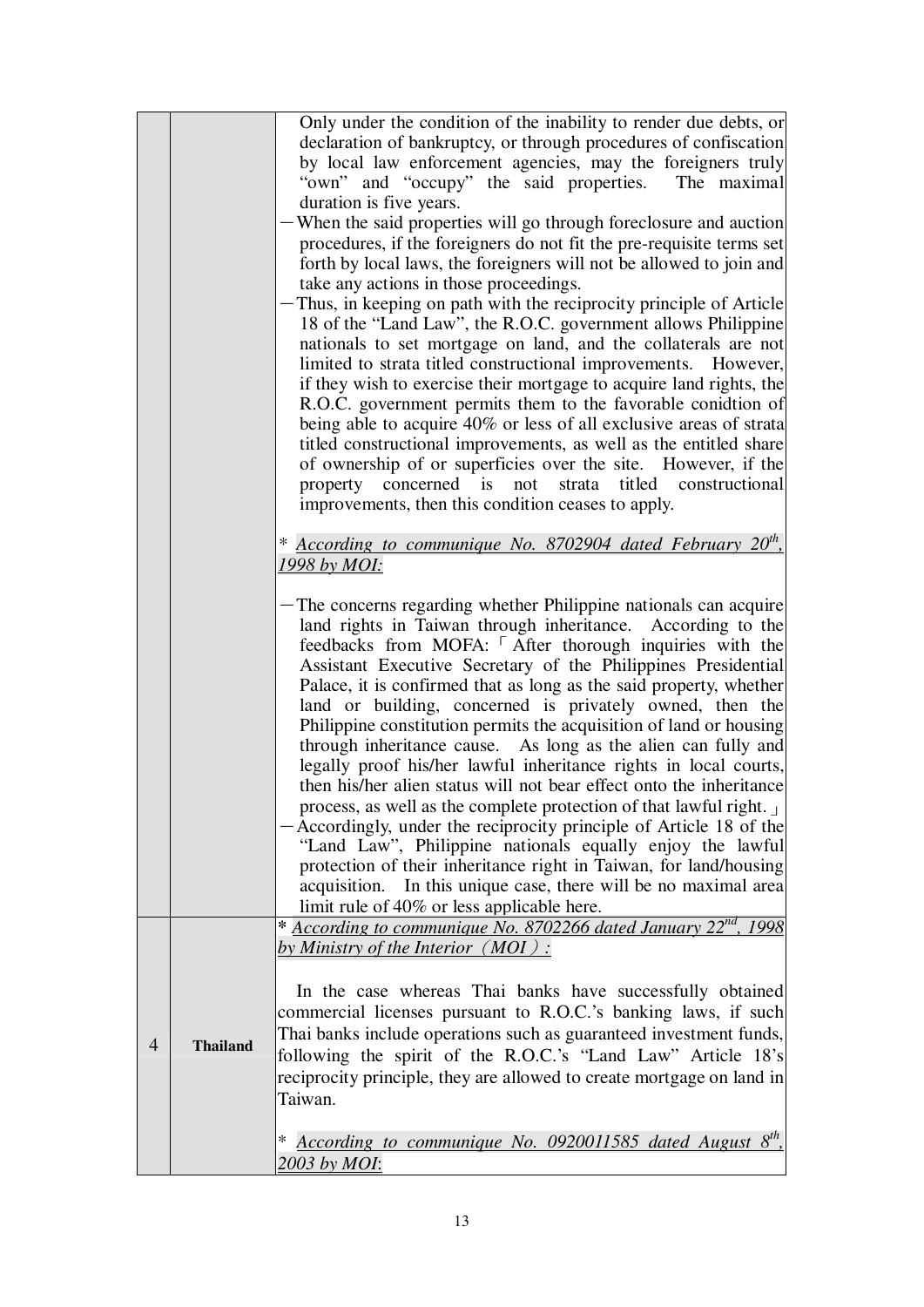|  |  |  |
|---|---|---|
|  |  | Only under the condition of the inability to render due debts, or declaration of bankruptcy, or through procedures of confiscation by local law enforcement agencies, may the foreigners truly "own" and "occupy" the said properties. The maximal duration is five years.<br>－When the said properties will go through foreclosure and auction procedures, if the foreigners do not fit the pre-requisite terms set forth by local laws, the foreigners will not be allowed to join and take any actions in those proceedings.<br>－Thus, in keeping on path with the reciprocity principle of Article 18 of the "Land Law", the R.O.C. government allows Philippine nationals to set mortgage on land, and the collaterals are not limited to strata titled constructional improvements. However, if they wish to exercise their mortgage to acquire land rights, the R.O.C. government permits them to the favorable conidtion of being able to acquire 40% or less of all exclusive areas of strata titled constructional improvements, as well as the entitled share of ownership of or superficies over the site. However, if the property concerned is not strata titled constructional improvements, then this condition ceases to apply.<br><br>* *According to communique No. 8702904 dated February 20th, 1998 by MOI:*<br><br>－The concerns regarding whether Philippine nationals can acquire land rights in Taiwan through inheritance. According to the feedbacks from MOFA: 「After thorough inquiries with the Assistant Executive Secretary of the Philippines Presidential Palace, it is confirmed that as long as the said property, whether land or building, concerned is privately owned, then the Philippine constitution permits the acquisition of land or housing through inheritance cause. As long as the alien can fully and legally proof his/her lawful inheritance rights in local courts, then his/her alien status will not bear effect onto the inheritance process, as well as the complete protection of that lawful right.」<br>－Accordingly, under the reciprocity principle of Article 18 of the "Land Law", Philippine nationals equally enjoy the lawful protection of their inheritance right in Taiwan, for land/housing acquisition. In this unique case, there will be no maximal area limit rule of 40% or less applicable here. |
| 4 | **Thailand** | * *According to communique No. 8702266 dated January 22nd, 1998 by Ministry of the Interior（MOI）:*<br><br>In the case whereas Thai banks have successfully obtained commercial licenses pursuant to R.O.C.'s banking laws, if such Thai banks include operations such as guaranteed investment funds, following the spirit of the R.O.C.'s "Land Law" Article 18's reciprocity principle, they are allowed to create mortgage on land in Taiwan.<br><br>* *According to communique No. 0920011585 dated August 8th, 2003 by MOI*: |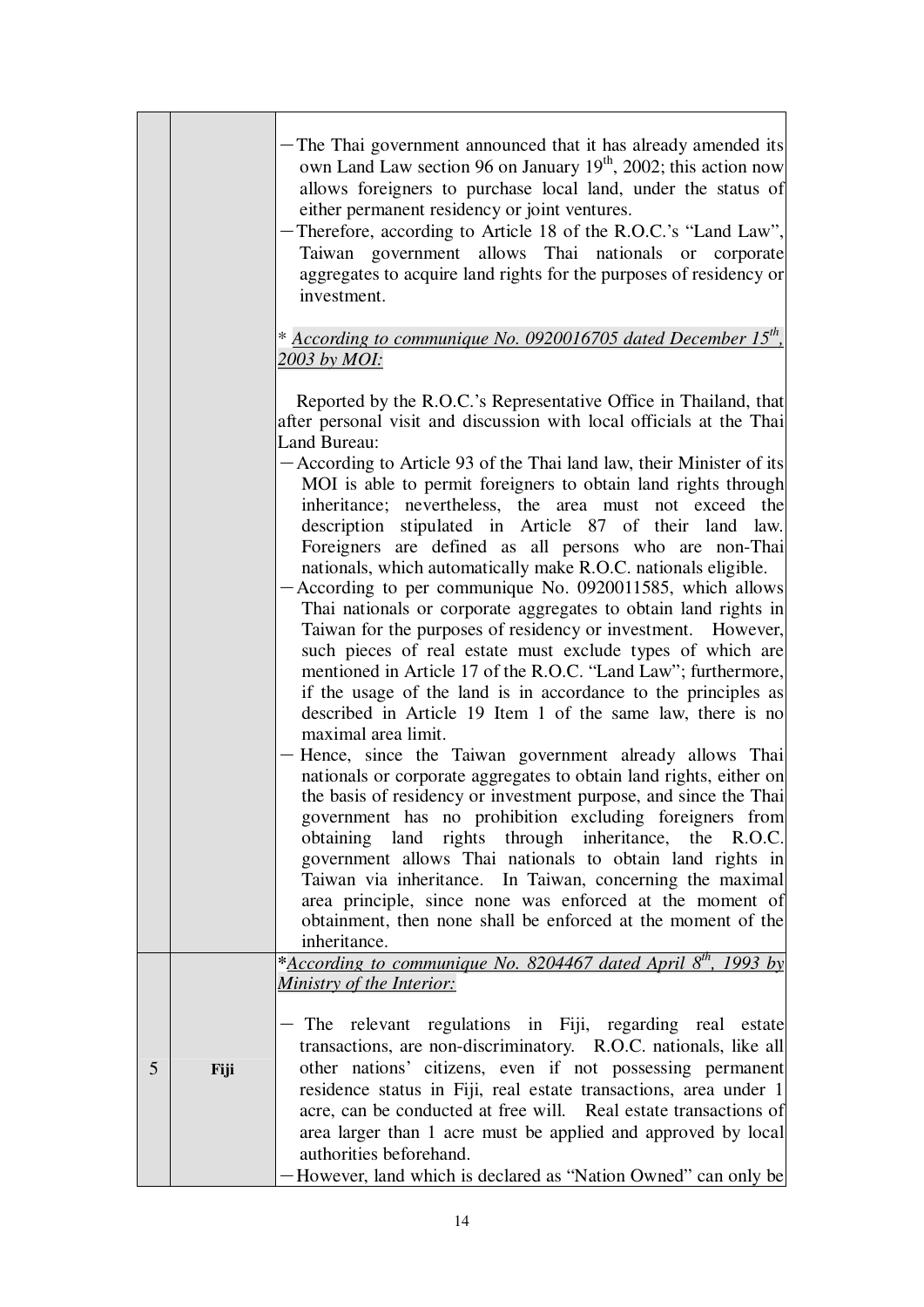| | | |
|---|---|---|
| | | －The Thai government announced that it has already amended its own Land Law section 96 on January 19th, 2002; this action now allows foreigners to purchase local land, under the status of either permanent residency or joint ventures.<br>－Therefore, according to Article 18 of the R.O.C.'s "Land Law", Taiwan government allows Thai nationals or corporate aggregates to acquire land rights for the purposes of residency or investment.<br><br>* <u>*According to communique No. 0920016705 dated December 15th, 2003 by MOI:*</u><br><br>Reported by the R.O.C.'s Representative Office in Thailand, that after personal visit and discussion with local officials at the Thai Land Bureau:<br>－According to Article 93 of the Thai land law, their Minister of its MOI is able to permit foreigners to obtain land rights through inheritance; nevertheless, the area must not exceed the description stipulated in Article 87 of their land law. Foreigners are defined as all persons who are non-Thai nationals, which automatically make R.O.C. nationals eligible.<br>－According to per communique No. 0920011585, which allows Thai nationals or corporate aggregates to obtain land rights in Taiwan for the purposes of residency or investment. However, such pieces of real estate must exclude types of which are mentioned in Article 17 of the R.O.C. "Land Law"; furthermore, if the usage of the land is in accordance to the principles as described in Article 19 Item 1 of the same law, there is no maximal area limit.<br>－Hence, since the Taiwan government already allows Thai nationals or corporate aggregates to obtain land rights, either on the basis of residency or investment purpose, and since the Thai government has no prohibition excluding foreigners from obtaining land rights through inheritance, the R.O.C. government allows Thai nationals to obtain land rights in Taiwan via inheritance. In Taiwan, concerning the maximal area principle, since none was enforced at the moment of obtainment, then none shall be enforced at the moment of the inheritance. |
| 5 | **Fiji** | *<u>*According to communique No. 8204467 dated April 8th, 1993 by Ministry of the Interior:*</u><br><br>－ The relevant regulations in Fiji, regarding real estate transactions, are non-discriminatory. R.O.C. nationals, like all other nations' citizens, even if not possessing permanent residence status in Fiji, real estate transactions, area under 1 acre, can be conducted at free will. Real estate transactions of area larger than 1 acre must be applied and approved by local authorities beforehand.<br>－However, land which is declared as "Nation Owned" can only be |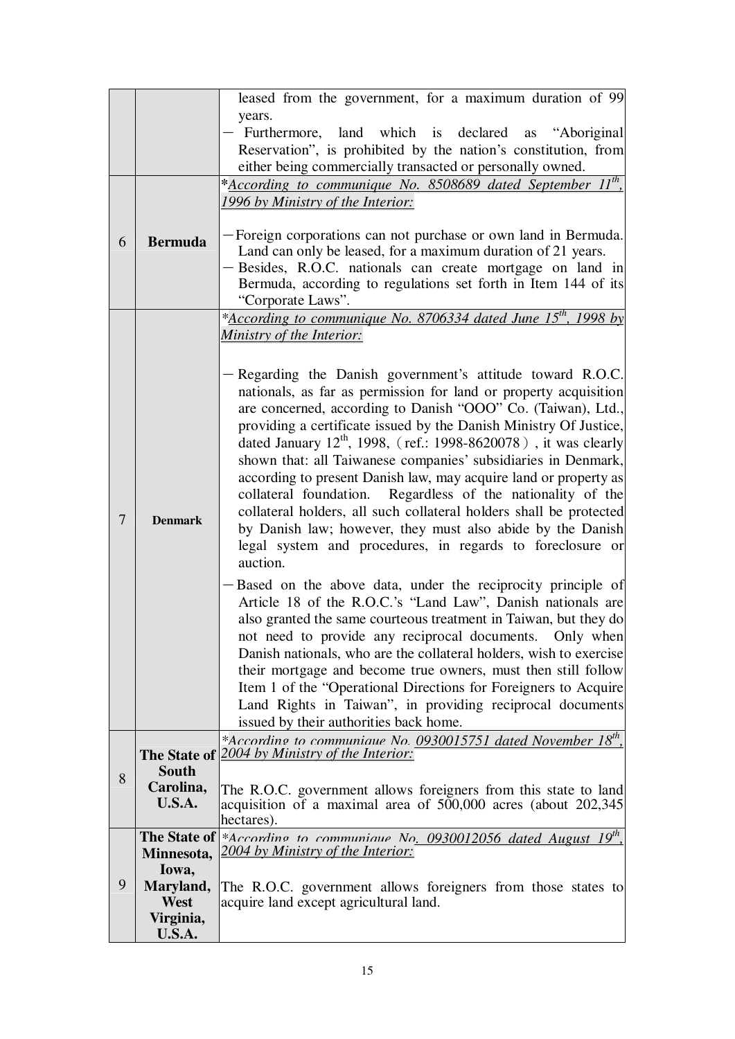| | | |
|---|---|---|
| | | leased from the government, for a maximum duration of 99 years.<br>－ Furthermore, land which is declared as "Aboriginal Reservation", is prohibited by the nation's constitution, from either being commercially transacted or personally owned. |
| 6 | **Bermuda** | *<u>*According to communique No. 8508689 dated September 11th, 1996 by Ministry of the Interior:*</u><br><br>－Foreign corporations can not purchase or own land in Bermuda. Land can only be leased, for a maximum duration of 21 years.<br>－ Besides, R.O.C. nationals can create mortgage on land in Bermuda, according to regulations set forth in Item 144 of its "Corporate Laws". |
| 7 | **Denmark** | *<u>*According to communique No. 8706334 dated June 15th, 1998 by Ministry of the Interior:*</u><br><br>－Regarding the Danish government's attitude toward R.O.C. nationals, as far as permission for land or property acquisition are concerned, according to Danish "OOO" Co. (Taiwan), Ltd., providing a certificate issued by the Danish Ministry Of Justice, dated January 12th, 1998,（ref.: 1998-8620078）, it was clearly shown that: all Taiwanese companies' subsidiaries in Denmark, according to present Danish law, may acquire land or property as collateral foundation. Regardless of the nationality of the collateral holders, all such collateral holders shall be protected by Danish law; however, they must also abide by the Danish legal system and procedures, in regards to foreclosure or auction.<br>－Based on the above data, under the reciprocity principle of Article 18 of the R.O.C.'s "Land Law", Danish nationals are also granted the same courteous treatment in Taiwan, but they do not need to provide any reciprocal documents. Only when Danish nationals, who are the collateral holders, wish to exercise their mortgage and become true owners, must then still follow Item 1 of the "Operational Directions for Foreigners to Acquire Land Rights in Taiwan", in providing reciprocal documents issued by their authorities back home. |
| 8 | **The State of South Carolina, U.S.A.** | *<u>*According to communique No. 0930015751 dated November 18th, 2004 by Ministry of the Interior:*</u><br><br>The R.O.C. government allows foreigners from this state to land acquisition of a maximal area of 500,000 acres (about 202,345 hectares). |
| 9 | **The State of Minnesota, Iowa, Maryland, West Virginia, U.S.A.** | *<u>*According to communique No. 0930012056 dated August 19th, 2004 by Ministry of the Interior:*</u><br><br>The R.O.C. government allows foreigners from those states to acquire land except agricultural land. |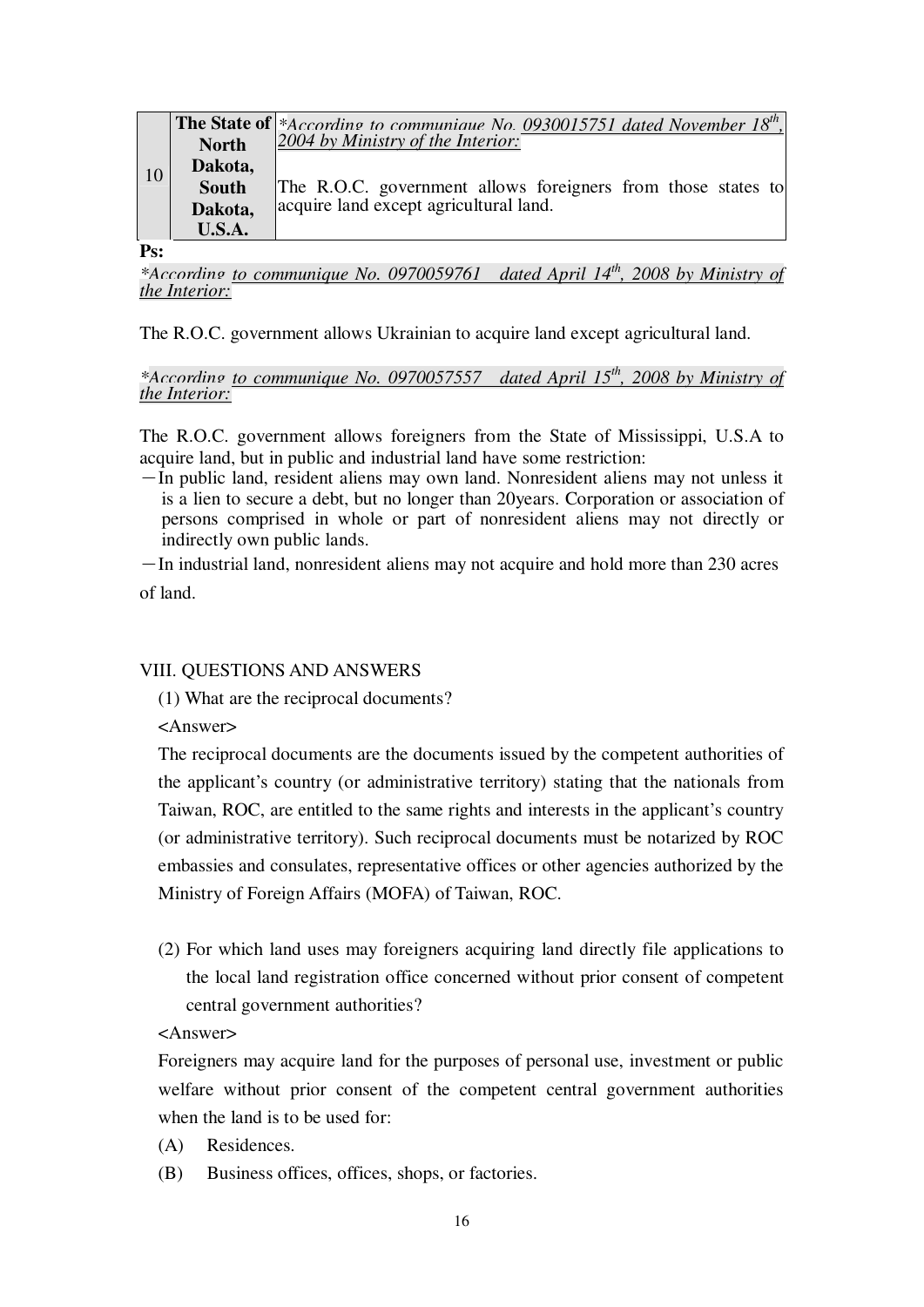| 10 | **The State of North Dakota, South Dakota, U.S.A.** | *\*According to communique No. 0930015751 dated November 18th, 2004 by Ministry of the Interior:*<br><br>The R.O.C. government allows foreigners from those states to acquire land except agricultural land. |
|---|---|---|

**Ps:**

*\*According to communique No. 0970059761 dated April 14th, 2008 by Ministry of the Interior:*

The R.O.C. government allows Ukrainian to acquire land except agricultural land.

*\*According to communique No. 0970057557 dated April 15th, 2008 by Ministry of the Interior:*

The R.O.C. government allows foreigners from the State of Mississippi, U.S.A to acquire land, but in public and industrial land have some restriction:

－In public land, resident aliens may own land. Nonresident aliens may not unless it is a lien to secure a debt, but no longer than 20years. Corporation or association of persons comprised in whole or part of nonresident aliens may not directly or indirectly own public lands.

－In industrial land, nonresident aliens may not acquire and hold more than 230 acres of land.

## VIII. QUESTIONS AND ANSWERS

(1) What are the reciprocal documents?

<Answer>

The reciprocal documents are the documents issued by the competent authorities of the applicant's country (or administrative territory) stating that the nationals from Taiwan, ROC, are entitled to the same rights and interests in the applicant's country (or administrative territory). Such reciprocal documents must be notarized by ROC embassies and consulates, representative offices or other agencies authorized by the Ministry of Foreign Affairs (MOFA) of Taiwan, ROC.

(2) For which land uses may foreigners acquiring land directly file applications to the local land registration office concerned without prior consent of competent central government authorities?

<Answer>

Foreigners may acquire land for the purposes of personal use, investment or public welfare without prior consent of the competent central government authorities when the land is to be used for:

(A) Residences.

(B) Business offices, offices, shops, or factories.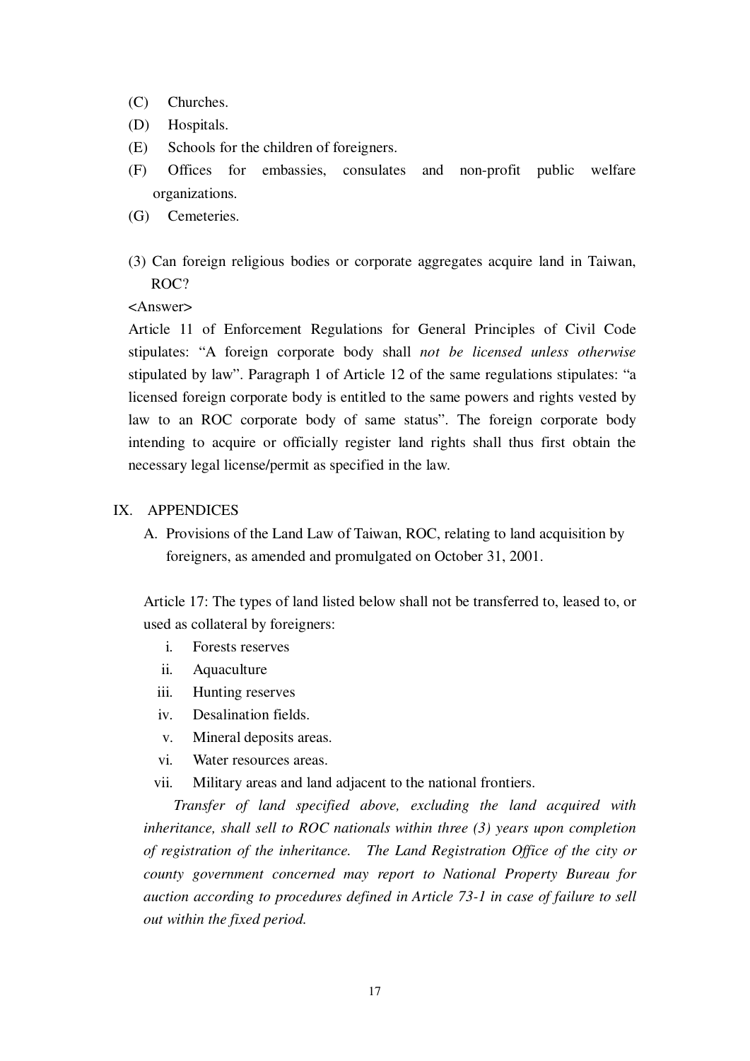(C) Churches.

(D) Hospitals.

(E) Schools for the children of foreigners.

(F) Offices for embassies, consulates and non-profit public welfare organizations.

(G) Cemeteries.

(3) Can foreign religious bodies or corporate aggregates acquire land in Taiwan, ROC?

<Answer>

Article 11 of Enforcement Regulations for General Principles of Civil Code stipulates: "A foreign corporate body shall *not be licensed unless otherwise* stipulated by law". Paragraph 1 of Article 12 of the same regulations stipulates: "a licensed foreign corporate body is entitled to the same powers and rights vested by law to an ROC corporate body of same status". The foreign corporate body intending to acquire or officially register land rights shall thus first obtain the necessary legal license/permit as specified in the law.

## IX. APPENDICES

A. Provisions of the Land Law of Taiwan, ROC, relating to land acquisition by foreigners, as amended and promulgated on October 31, 2001.

Article 17: The types of land listed below shall not be transferred to, leased to, or used as collateral by foreigners:

i. Forests reserves
ii. Aquaculture
iii. Hunting reserves
iv. Desalination fields.
v. Mineral deposits areas.
vi. Water resources areas.
vii. Military areas and land adjacent to the national frontiers.

*Transfer of land specified above, excluding the land acquired with inheritance, shall sell to ROC nationals within three (3) years upon completion of registration of the inheritance. The Land Registration Office of the city or county government concerned may report to National Property Bureau for auction according to procedures defined in Article 73-1 in case of failure to sell out within the fixed period.*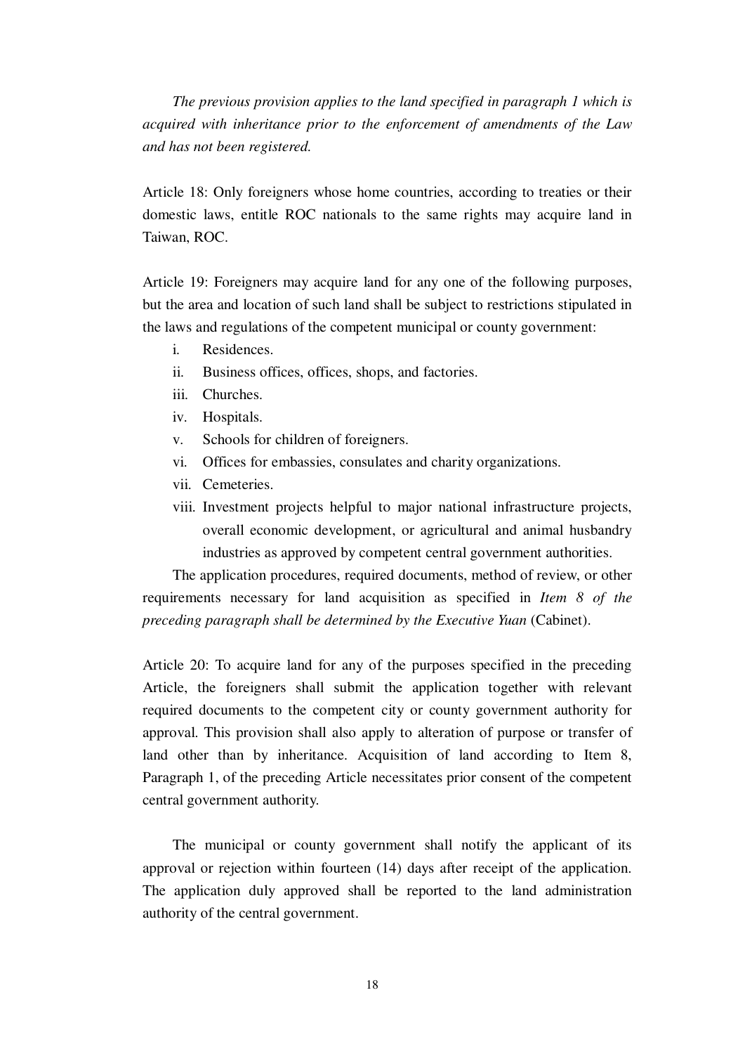*The previous provision applies to the land specified in paragraph 1 which is acquired with inheritance prior to the enforcement of amendments of the Law and has not been registered.*

Article 18: Only foreigners whose home countries, according to treaties or their domestic laws, entitle ROC nationals to the same rights may acquire land in Taiwan, ROC.

Article 19: Foreigners may acquire land for any one of the following purposes, but the area and location of such land shall be subject to restrictions stipulated in the laws and regulations of the competent municipal or county government:

i. Residences.
ii. Business offices, offices, shops, and factories.
iii. Churches.
iv. Hospitals.
v. Schools for children of foreigners.
vi. Offices for embassies, consulates and charity organizations.
vii. Cemeteries.
viii. Investment projects helpful to major national infrastructure projects, overall economic development, or agricultural and animal husbandry industries as approved by competent central government authorities.

The application procedures, required documents, method of review, or other requirements necessary for land acquisition as specified in *Item 8 of the preceding paragraph shall be determined by the Executive Yuan* (Cabinet).

Article 20: To acquire land for any of the purposes specified in the preceding Article, the foreigners shall submit the application together with relevant required documents to the competent city or county government authority for approval. This provision shall also apply to alteration of purpose or transfer of land other than by inheritance. Acquisition of land according to Item 8, Paragraph 1, of the preceding Article necessitates prior consent of the competent central government authority.

The municipal or county government shall notify the applicant of its approval or rejection within fourteen (14) days after receipt of the application. The application duly approved shall be reported to the land administration authority of the central government.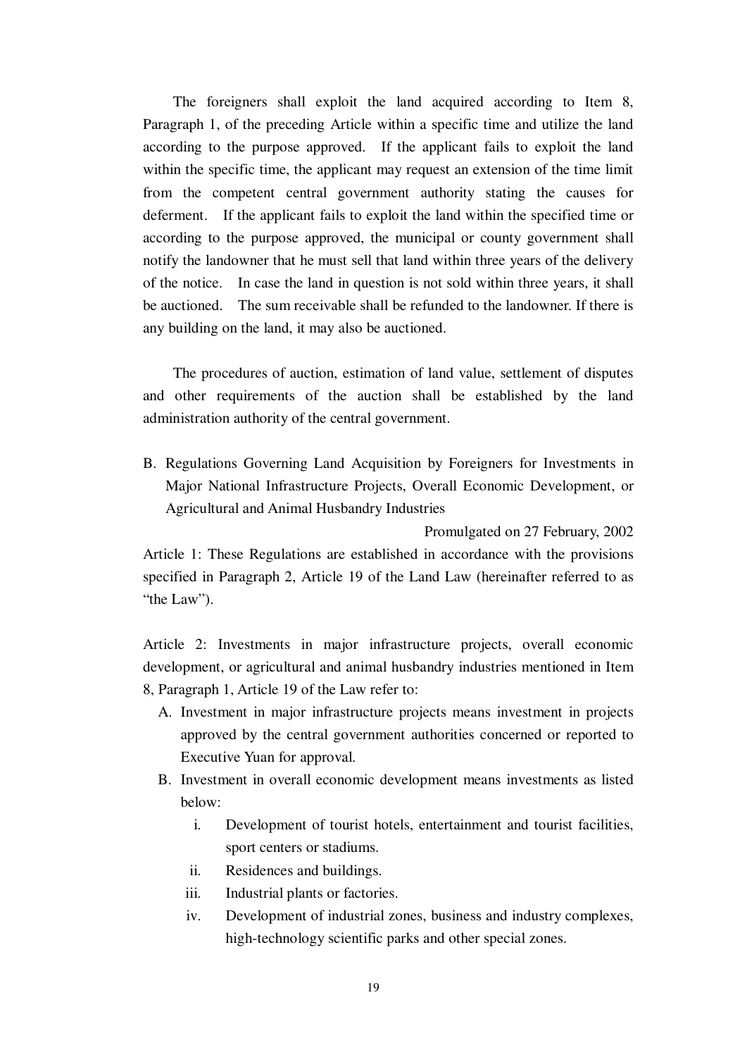The foreigners shall exploit the land acquired according to Item 8, Paragraph 1, of the preceding Article within a specific time and utilize the land according to the purpose approved. If the applicant fails to exploit the land within the specific time, the applicant may request an extension of the time limit from the competent central government authority stating the causes for deferment. If the applicant fails to exploit the land within the specified time or according to the purpose approved, the municipal or county government shall notify the landowner that he must sell that land within three years of the delivery of the notice. In case the land in question is not sold within three years, it shall be auctioned. The sum receivable shall be refunded to the landowner. If there is any building on the land, it may also be auctioned.

The procedures of auction, estimation of land value, settlement of disputes and other requirements of the auction shall be established by the land administration authority of the central government.

B. Regulations Governing Land Acquisition by Foreigners for Investments in Major National Infrastructure Projects, Overall Economic Development, or Agricultural and Animal Husbandry Industries

Promulgated on 27 February, 2002

Article 1: These Regulations are established in accordance with the provisions specified in Paragraph 2, Article 19 of the Land Law (hereinafter referred to as "the Law").

Article 2: Investments in major infrastructure projects, overall economic development, or agricultural and animal husbandry industries mentioned in Item 8, Paragraph 1, Article 19 of the Law refer to:

A. Investment in major infrastructure projects means investment in projects approved by the central government authorities concerned or reported to Executive Yuan for approval.
B. Investment in overall economic development means investments as listed below:
    i. Development of tourist hotels, entertainment and tourist facilities, sport centers or stadiums.
    ii. Residences and buildings.
    iii. Industrial plants or factories.
    iv. Development of industrial zones, business and industry complexes, high-technology scientific parks and other special zones.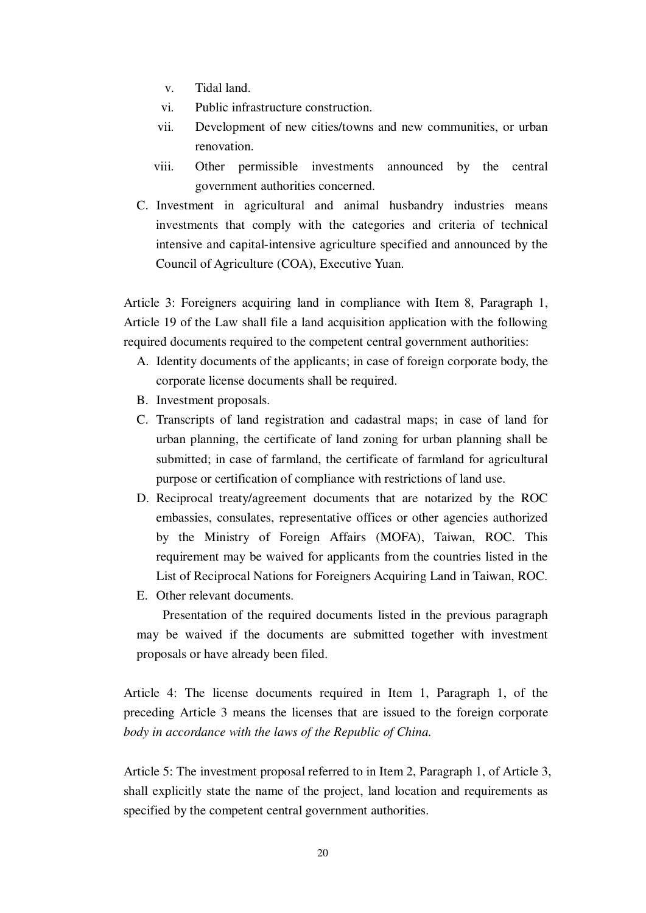v. Tidal land.

vi. Public infrastructure construction.

vii. Development of new cities/towns and new communities, or urban renovation.

viii. Other permissible investments announced by the central government authorities concerned.

C. Investment in agricultural and animal husbandry industries means investments that comply with the categories and criteria of technical intensive and capital-intensive agriculture specified and announced by the Council of Agriculture (COA), Executive Yuan.

Article 3: Foreigners acquiring land in compliance with Item 8, Paragraph 1, Article 19 of the Law shall file a land acquisition application with the following required documents required to the competent central government authorities:

A. Identity documents of the applicants; in case of foreign corporate body, the corporate license documents shall be required.
B. Investment proposals.
C. Transcripts of land registration and cadastral maps; in case of land for urban planning, the certificate of land zoning for urban planning shall be submitted; in case of farmland, the certificate of farmland for agricultural purpose or certification of compliance with restrictions of land use.
D. Reciprocal treaty/agreement documents that are notarized by the ROC embassies, consulates, representative offices or other agencies authorized by the Ministry of Foreign Affairs (MOFA), Taiwan, ROC. This requirement may be waived for applicants from the countries listed in the List of Reciprocal Nations for Foreigners Acquiring Land in Taiwan, ROC.
E. Other relevant documents.

Presentation of the required documents listed in the previous paragraph may be waived if the documents are submitted together with investment proposals or have already been filed.

Article 4: The license documents required in Item 1, Paragraph 1, of the preceding Article 3 means the licenses that are issued to the foreign corporate *body in accordance with the laws of the Republic of China.*

Article 5: The investment proposal referred to in Item 2, Paragraph 1, of Article 3, shall explicitly state the name of the project, land location and requirements as specified by the competent central government authorities.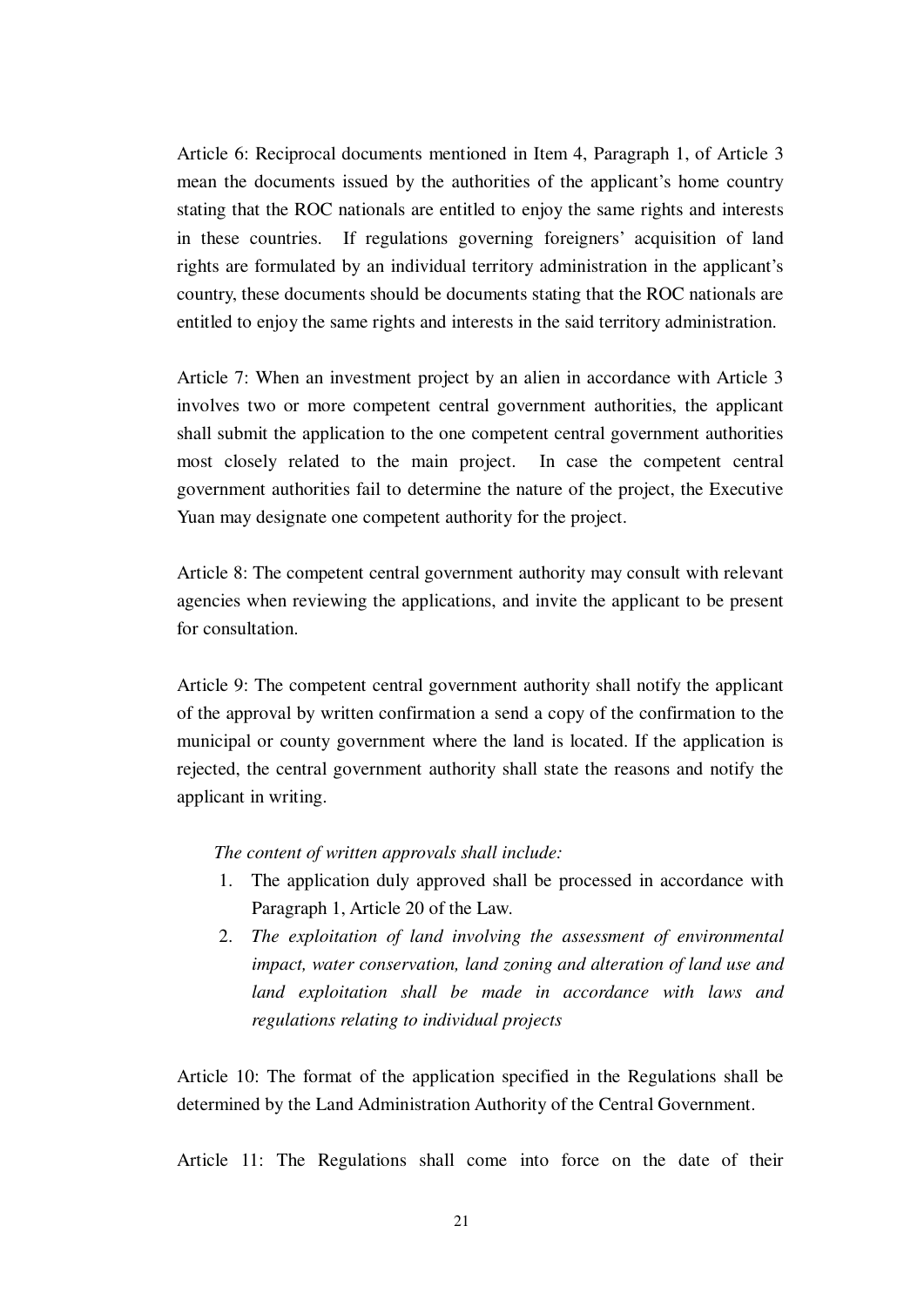Article 6: Reciprocal documents mentioned in Item 4, Paragraph 1, of Article 3 mean the documents issued by the authorities of the applicant's home country stating that the ROC nationals are entitled to enjoy the same rights and interests in these countries. If regulations governing foreigners' acquisition of land rights are formulated by an individual territory administration in the applicant's country, these documents should be documents stating that the ROC nationals are entitled to enjoy the same rights and interests in the said territory administration.

Article 7: When an investment project by an alien in accordance with Article 3 involves two or more competent central government authorities, the applicant shall submit the application to the one competent central government authorities most closely related to the main project. In case the competent central government authorities fail to determine the nature of the project, the Executive Yuan may designate one competent authority for the project.

Article 8: The competent central government authority may consult with relevant agencies when reviewing the applications, and invite the applicant to be present for consultation.

Article 9: The competent central government authority shall notify the applicant of the approval by written confirmation a send a copy of the confirmation to the municipal or county government where the land is located. If the application is rejected, the central government authority shall state the reasons and notify the applicant in writing.

*The content of written approvals shall include:*

1. The application duly approved shall be processed in accordance with Paragraph 1, Article 20 of the Law.
2. *The exploitation of land involving the assessment of environmental impact, water conservation, land zoning and alteration of land use and land exploitation shall be made in accordance with laws and regulations relating to individual projects*

Article 10: The format of the application specified in the Regulations shall be determined by the Land Administration Authority of the Central Government.

Article 11: The Regulations shall come into force on the date of their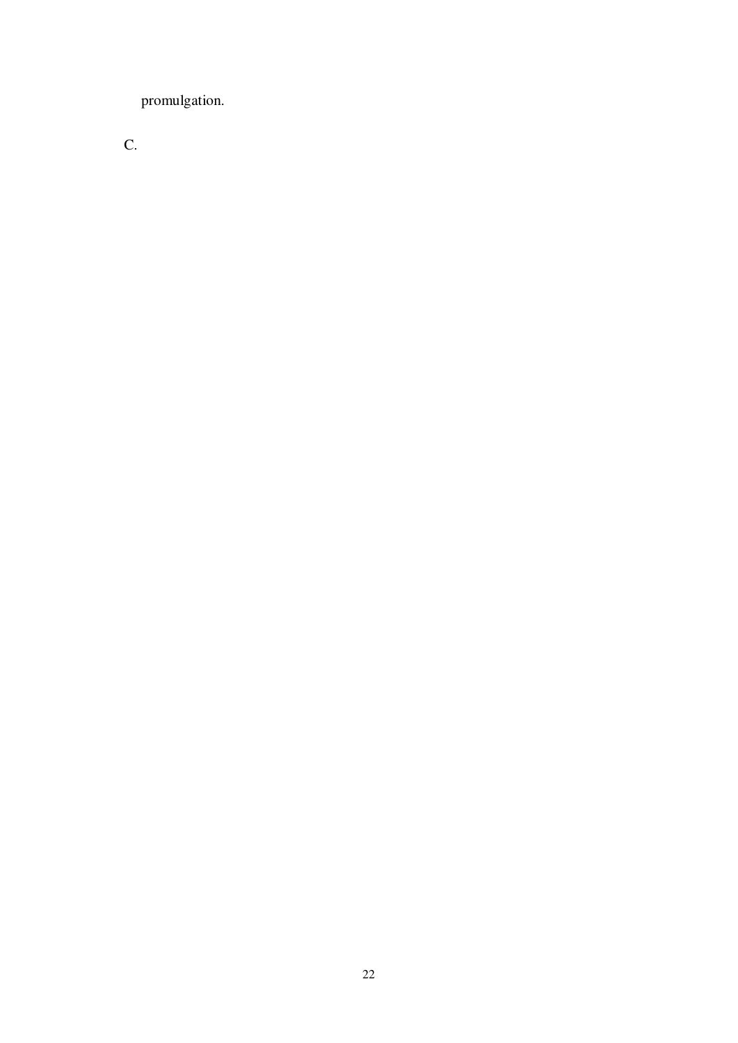promulgation.

C.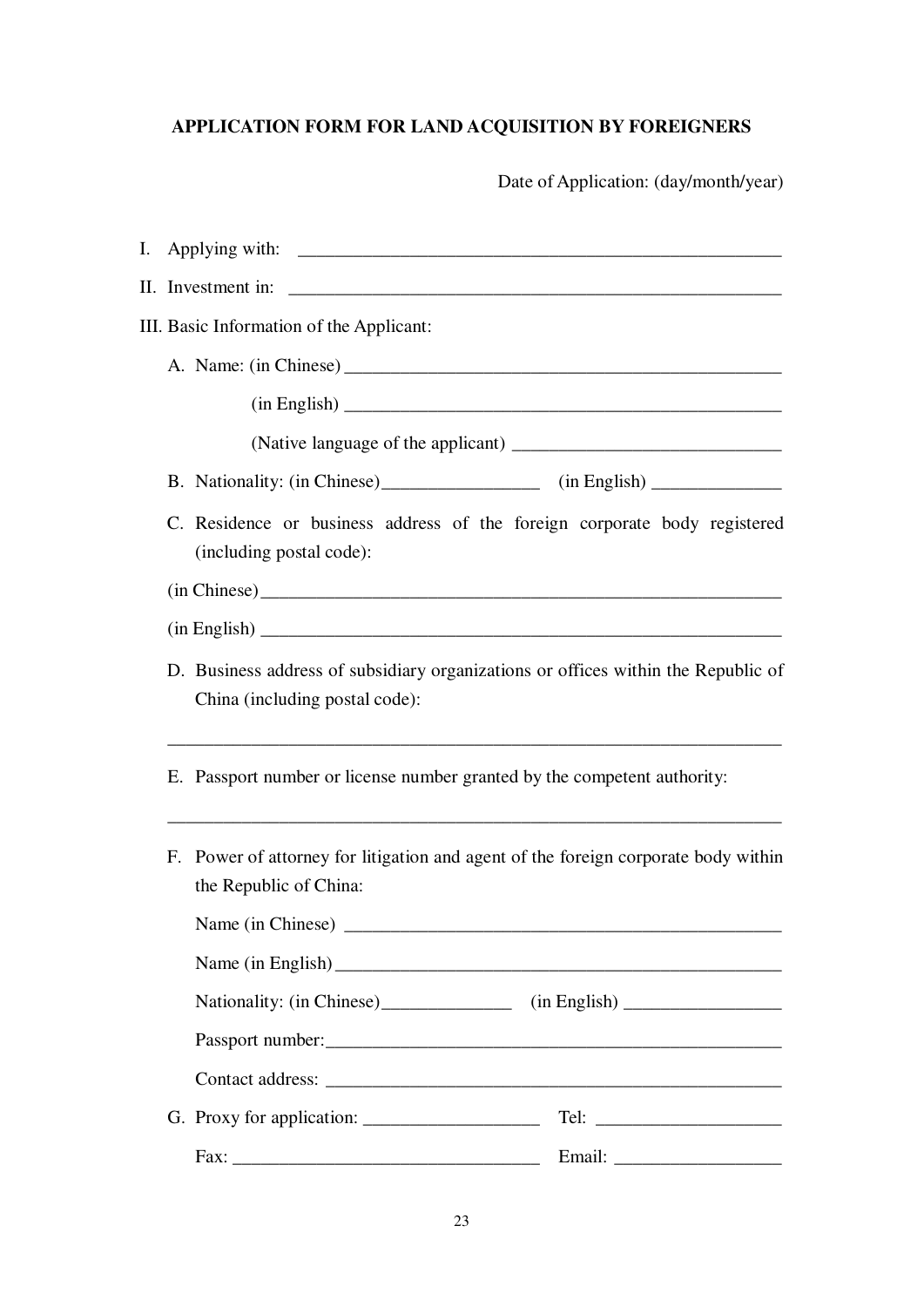**APPLICATION FORM FOR LAND ACQUISITION BY FOREIGNERS**

Date of Application: (day/month/year)

I. Applying with: ______________________________________________________

II. Investment in: ______________________________________________________

III. Basic Information of the Applicant:

A. Name: (in Chinese) ______________________________________________

(in English) ______________________________________________

(Native language of the applicant) ____________________________

B. Nationality: (in Chinese)_________________ (in English) ______________

C. Residence or business address of the foreign corporate body registered (including postal code):

(in Chinese)___________________________________________________________

(in English) ___________________________________________________________

D. Business address of subsidiary organizations or offices within the Republic of China (including postal code):

____________________________________________________________________

E. Passport number or license number granted by the competent authority:

____________________________________________________________________

F. Power of attorney for litigation and agent of the foreign corporate body within the Republic of China:

Name (in Chinese) ______________________________________________

Name (in English)_______________________________________________

Nationality: (in Chinese)______________ (in English) _________________

Passport number:________________________________________________

Contact address: ________________________________________________

G. Proxy for application: ___________________ Tel: ____________________

Fax: _________________________________ Email: __________________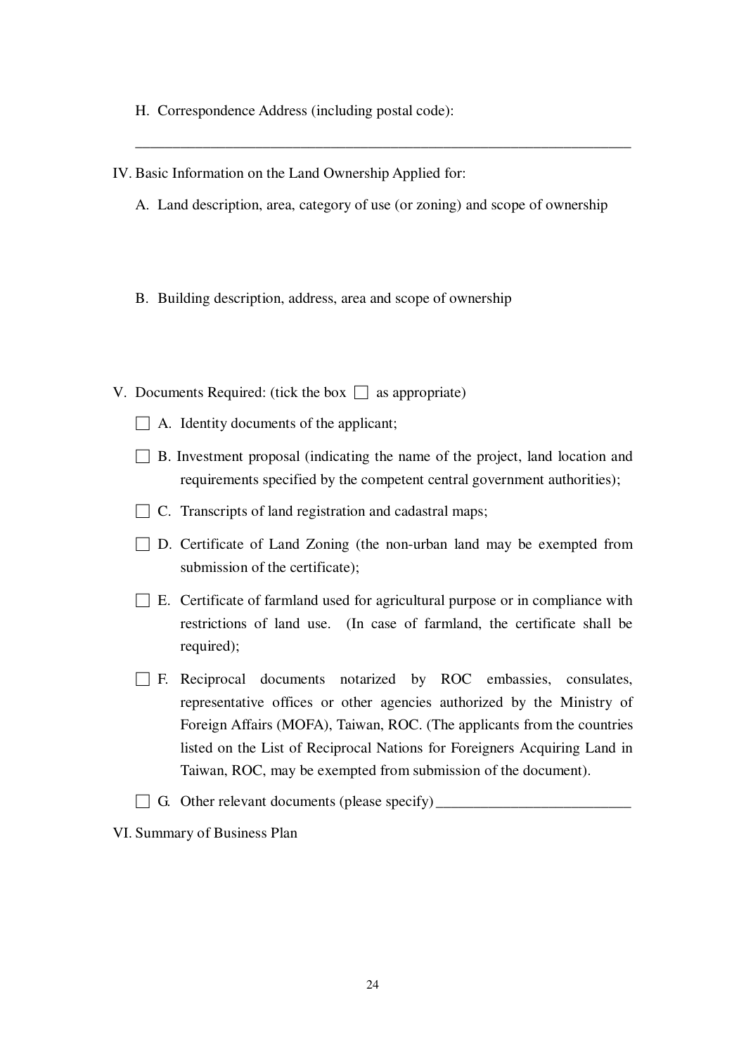H. Correspondence Address (including postal code):

\_\_\_\_\_\_\_\_\_\_\_\_\_\_\_\_\_\_\_\_\_\_\_\_\_\_\_\_\_\_\_\_\_\_\_\_\_\_\_\_\_\_\_\_\_\_\_\_\_\_\_\_\_\_\_\_\_\_\_\_\_\_\_\_\_\_\_

IV. Basic Information on the Land Ownership Applied for:

A. Land description, area, category of use (or zoning) and scope of ownership

B. Building description, address, area and scope of ownership

V. Documents Required: (tick the box ☐ as appropriate)

☐ A. Identity documents of the applicant;

☐ B. Investment proposal (indicating the name of the project, land location and requirements specified by the competent central government authorities);

☐ C. Transcripts of land registration and cadastral maps;

☐ D. Certificate of Land Zoning (the non-urban land may be exempted from submission of the certificate);

☐ E. Certificate of farmland used for agricultural purpose or in compliance with restrictions of land use. (In case of farmland, the certificate shall be required);

☐ F. Reciprocal documents notarized by ROC embassies, consulates, representative offices or other agencies authorized by the Ministry of Foreign Affairs (MOFA), Taiwan, ROC. (The applicants from the countries listed on the List of Reciprocal Nations for Foreigners Acquiring Land in Taiwan, ROC, may be exempted from submission of the document).

☐ G. Other relevant documents (please specify) \_\_\_\_\_\_\_\_\_\_\_\_\_\_\_\_\_\_\_\_\_\_\_\_\_\_\_

VI. Summary of Business Plan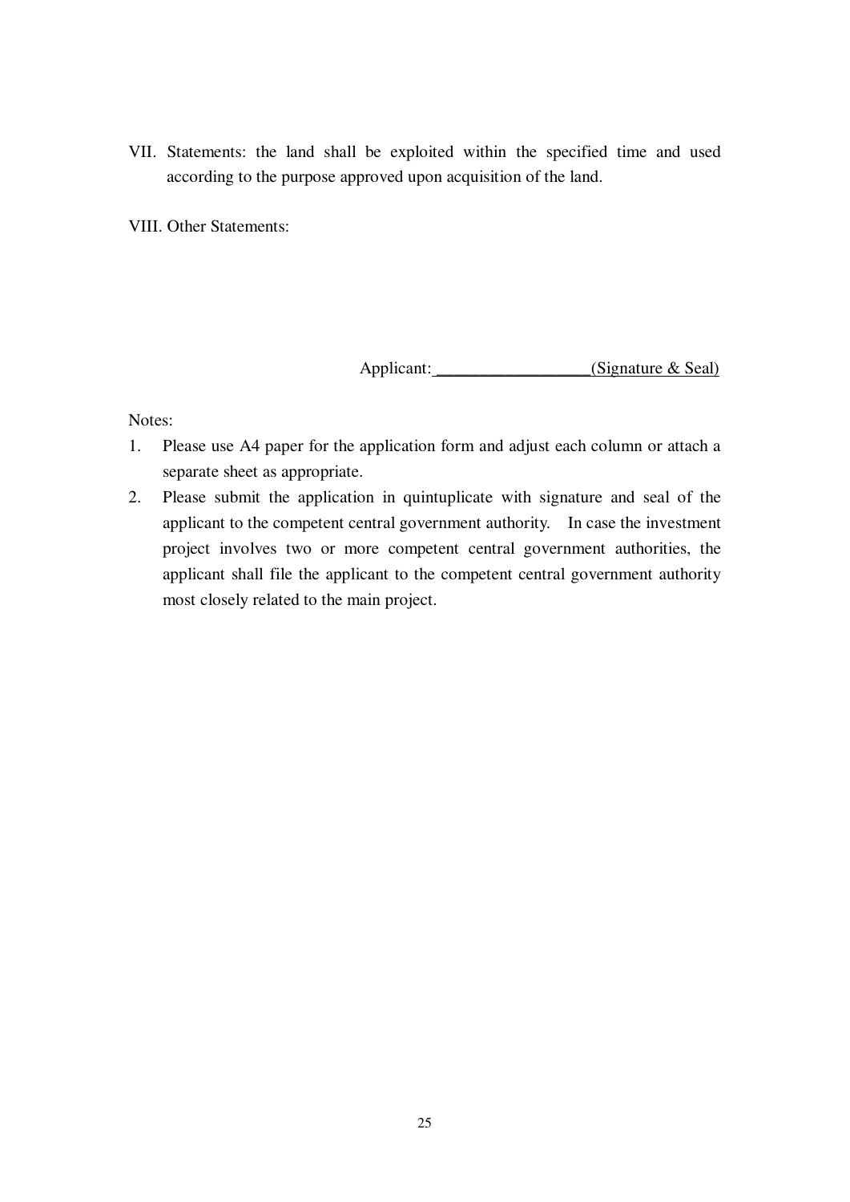VII. Statements: the land shall be exploited within the specified time and used according to the purpose approved upon acquisition of the land.

VIII. Other Statements:

Applicant:\_\_\_\_\_\_\_\_\_\_\_\_\_\_\_\_\_\_\_(Signature & Seal)

Notes:

1. Please use A4 paper for the application form and adjust each column or attach a separate sheet as appropriate.
2. Please submit the application in quintuplicate with signature and seal of the applicant to the competent central government authority. In case the investment project involves two or more competent central government authorities, the applicant shall file the applicant to the competent central government authority most closely related to the main project.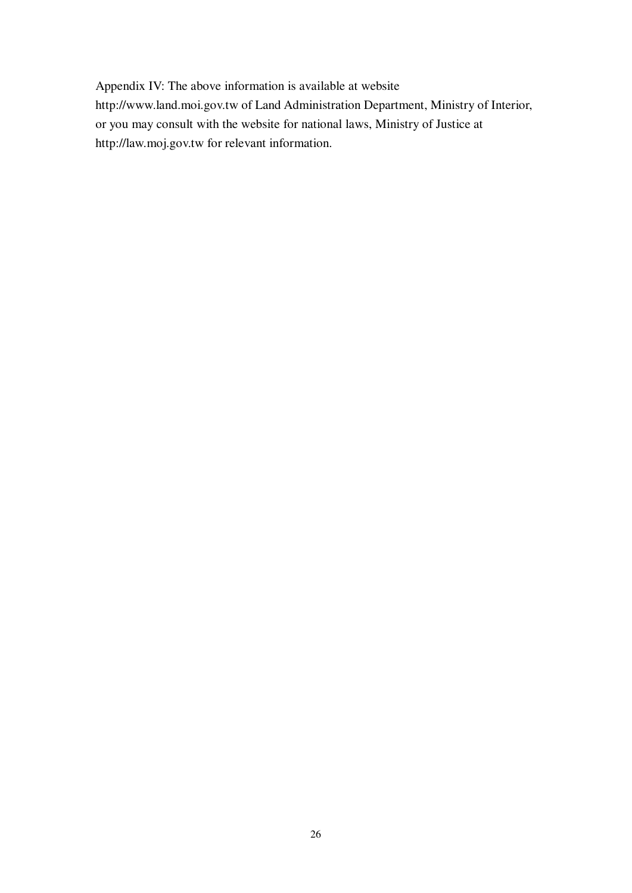Appendix IV: The above information is available at website http://www.land.moi.gov.tw of Land Administration Department, Ministry of Interior, or you may consult with the website for national laws, Ministry of Justice at http://law.moj.gov.tw for relevant information.